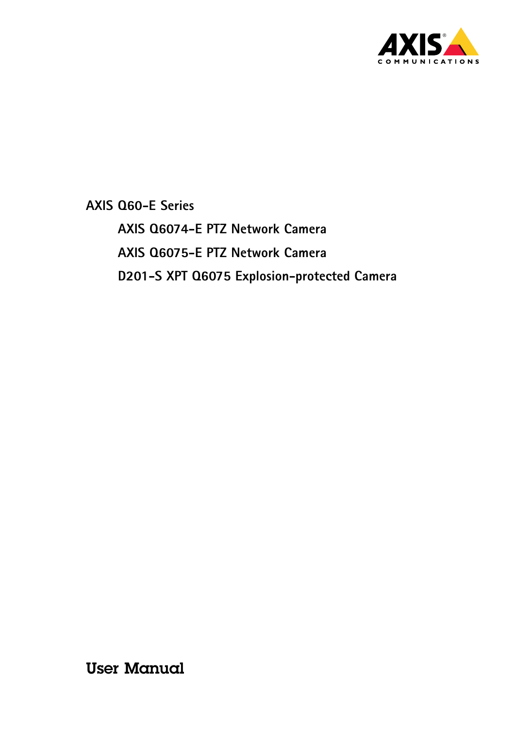# AXIS Q60-E Series

## AXIS Q6074-E PTZ Network Camera

## AXIS Q6075-E PTZ Network Camera

## D201-S XPT Q6075 Explosion-protected Camera

# User Manual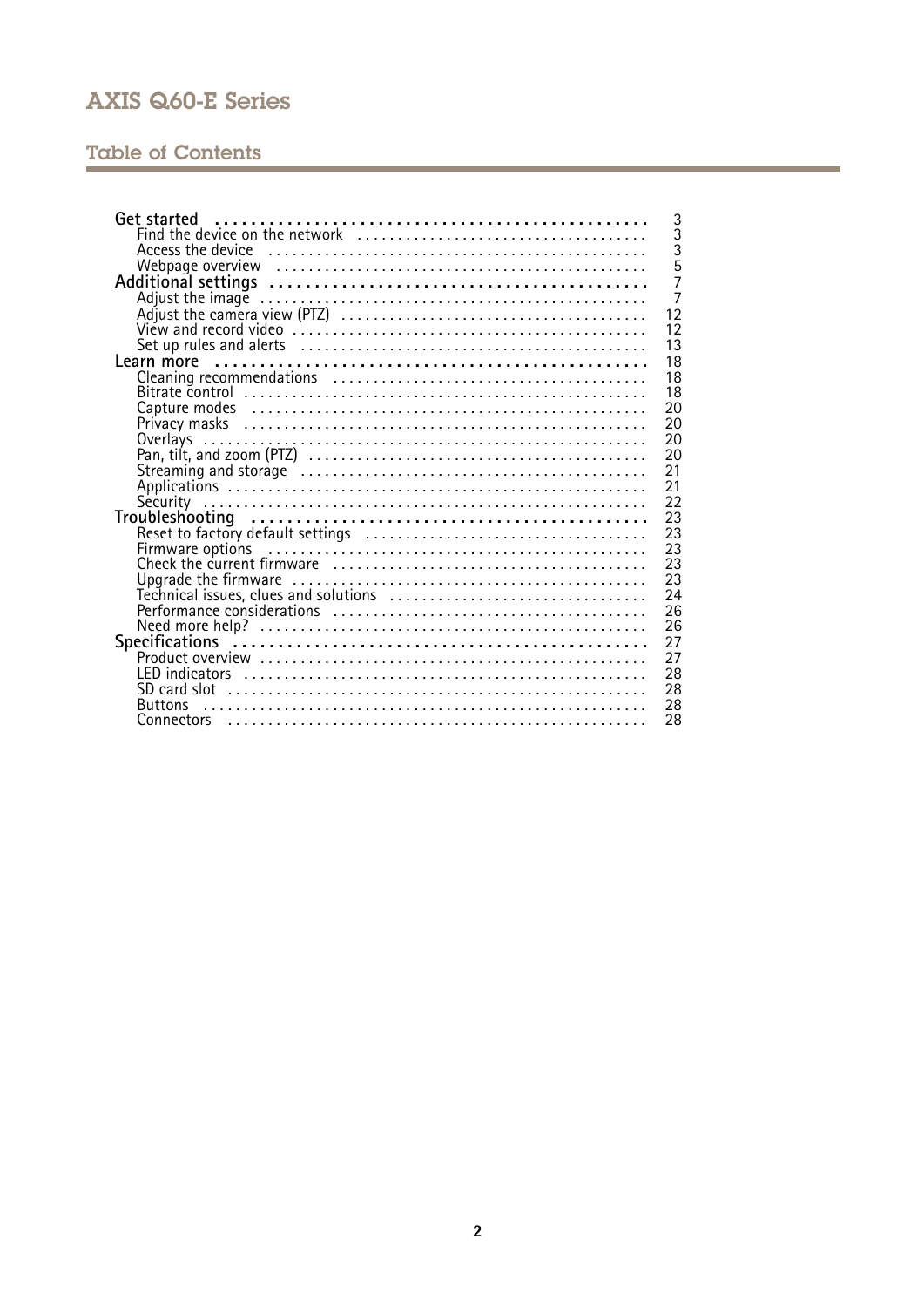# Table of Contents

- **Get started** 3
  - Find the device on the network 3
  - Access the device 3
  - Webpage overview 5
- **Additional settings** 7
  - Adjust the image 7
  - Adjust the camera view (PTZ) 12
  - View and record video 12
  - Set up rules and alerts 13
- **Learn more** 18
  - Cleaning recommendations 18
  - Bitrate control 18
  - Capture modes 20
  - Privacy masks 20
  - Overlays 20
  - Pan, tilt, and zoom (PTZ) 20
  - Streaming and storage 21
  - Applications 21
  - Security 22
- **Troubleshooting** 23
  - Reset to factory default settings 23
  - Firmware options 23
  - Check the current firmware 23
  - Upgrade the firmware 23
  - Technical issues, clues and solutions 24
  - Performance considerations 26
  - Need more help? 26
- **Specifications** 27
  - Product overview 27
  - LED indicators 28
  - SD card slot 28
  - Buttons 28
  - Connectors 28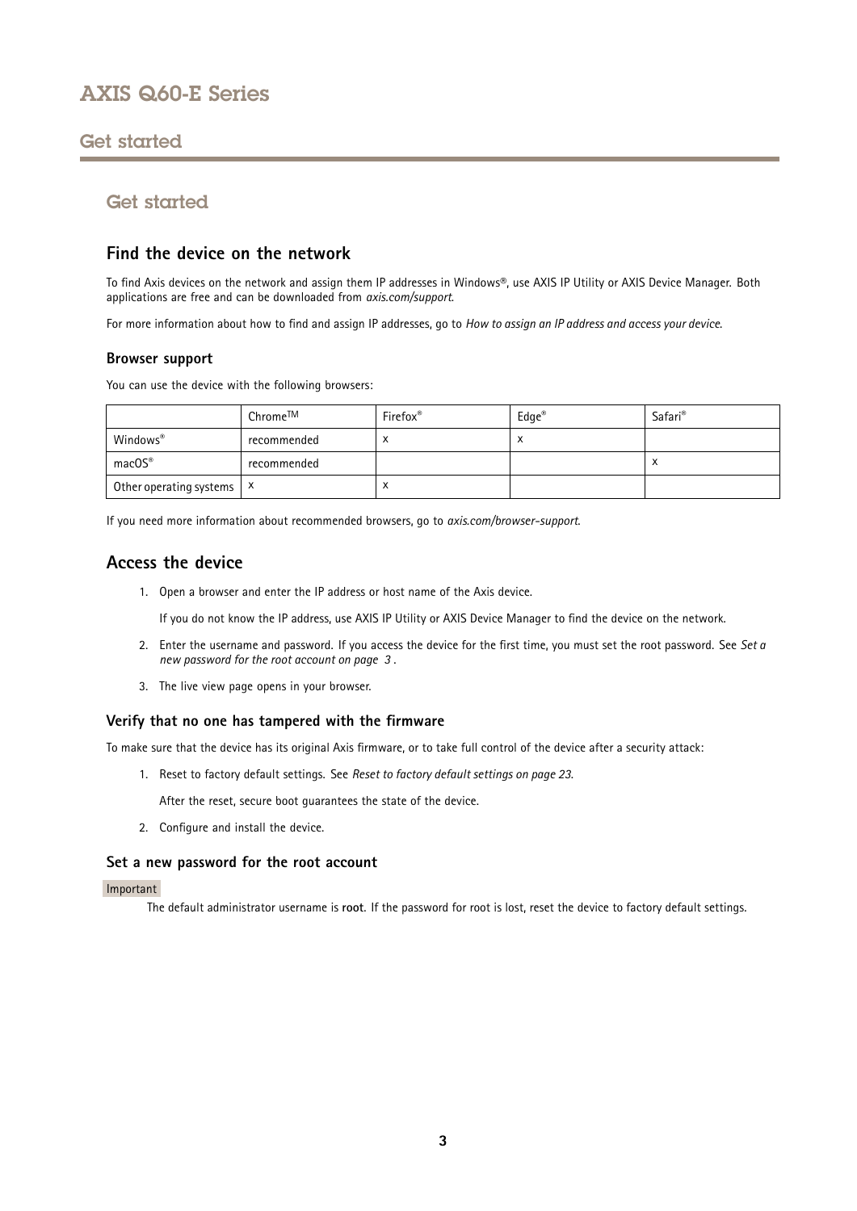# Get started

## Find the device on the network

To find Axis devices on the network and assign them IP addresses in Windows®, use AXIS IP Utility or AXIS Device Manager. Both applications are free and can be downloaded from *axis.com/support*.

For more information about how to find and assign IP addresses, go to *How to assign an IP address and access your device*.

### Browser support

You can use the device with the following browsers:

| | Chrome™ | Firefox® | Edge® | Safari® |
|---|---|---|---|---|
| Windows® | recommended | x | x | |
| macOS® | recommended | | | x |
| Other operating systems | x | x | | |

If you need more information about recommended browsers, go to *axis.com/browser-support*.

## Access the device

1. Open a browser and enter the IP address or host name of the Axis device.

   If you do not know the IP address, use AXIS IP Utility or AXIS Device Manager to find the device on the network.

2. Enter the username and password. If you access the device for the first time, you must set the root password. See *Set a new password for the root account on page 3* .

3. The live view page opens in your browser.

### Verify that no one has tampered with the firmware

To make sure that the device has its original Axis firmware, or to take full control of the device after a security attack:

1. Reset to factory default settings. See *Reset to factory default settings on page 23*.

   After the reset, secure boot guarantees the state of the device.

2. Configure and install the device.

### Set a new password for the root account

Important

The default administrator username is **root**. If the password for root is lost, reset the device to factory default settings.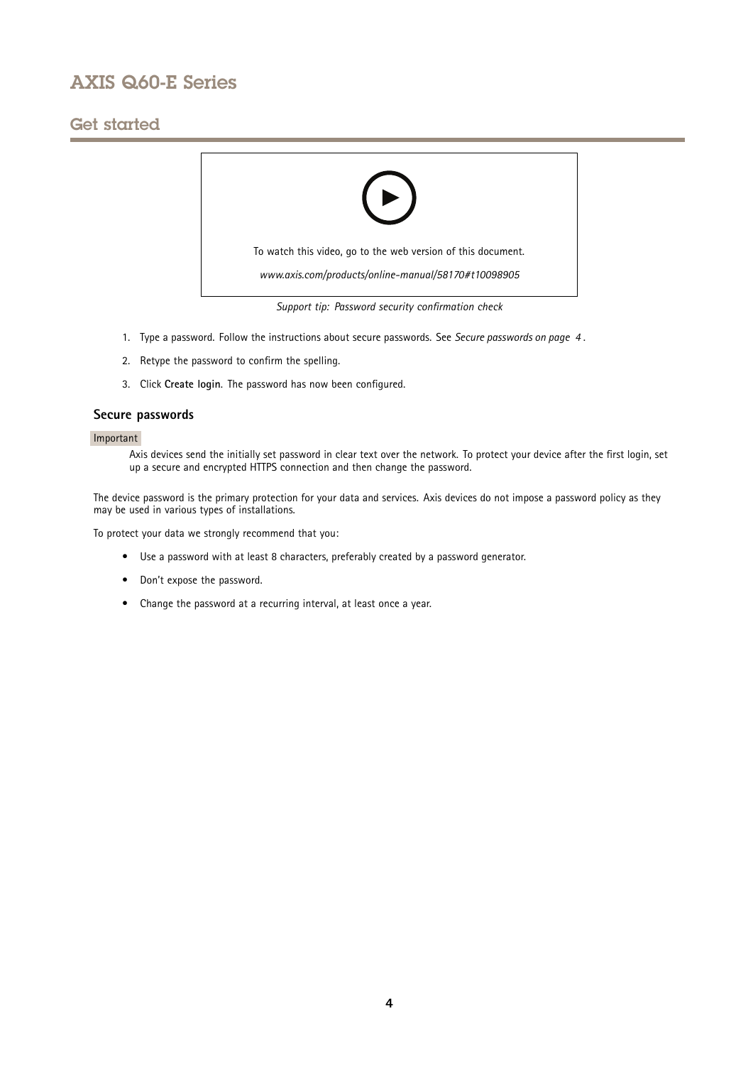To watch this video, go to the web version of this document.

*www.axis.com/products/online-manual/58170#t10098905*

*Support tip: Password security confirmation check*

1. Type a password. Follow the instructions about secure passwords. See *Secure passwords on page 4* .
2. Retype the password to confirm the spelling.
3. Click **Create login**. The password has now been configured.

## Secure passwords

Important

Axis devices send the initially set password in clear text over the network. To protect your device after the first login, set up a secure and encrypted HTTPS connection and then change the password.

The device password is the primary protection for your data and services. Axis devices do not impose a password policy as they may be used in various types of installations.

To protect your data we strongly recommend that you:

- Use a password with at least 8 characters, preferably created by a password generator.
- Don't expose the password.
- Change the password at a recurring interval, at least once a year.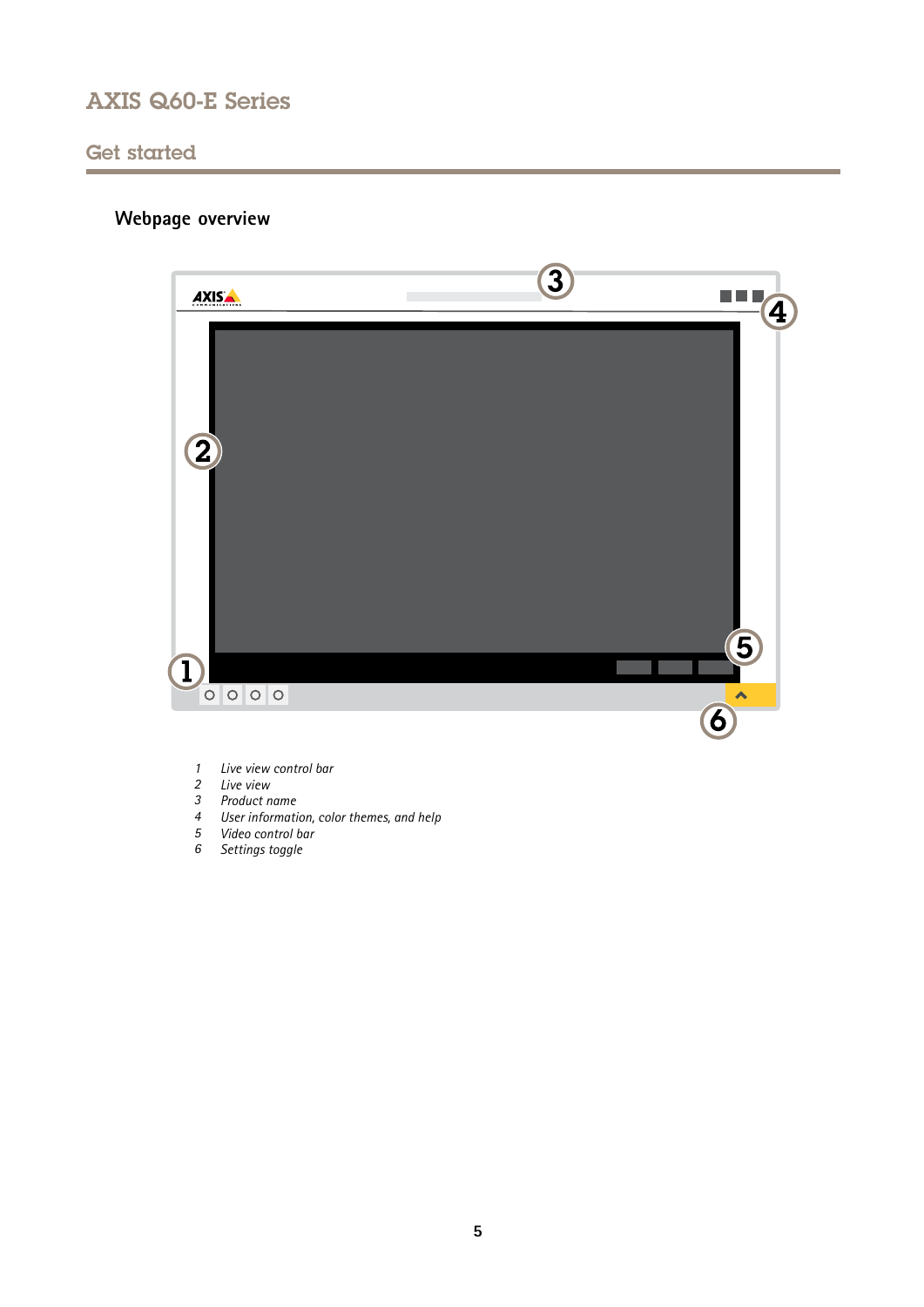## Webpage overview

1. *Live view control bar*
2. *Live view*
3. *Product name*
4. *User information, color themes, and help*
5. *Video control bar*
6. *Settings toggle*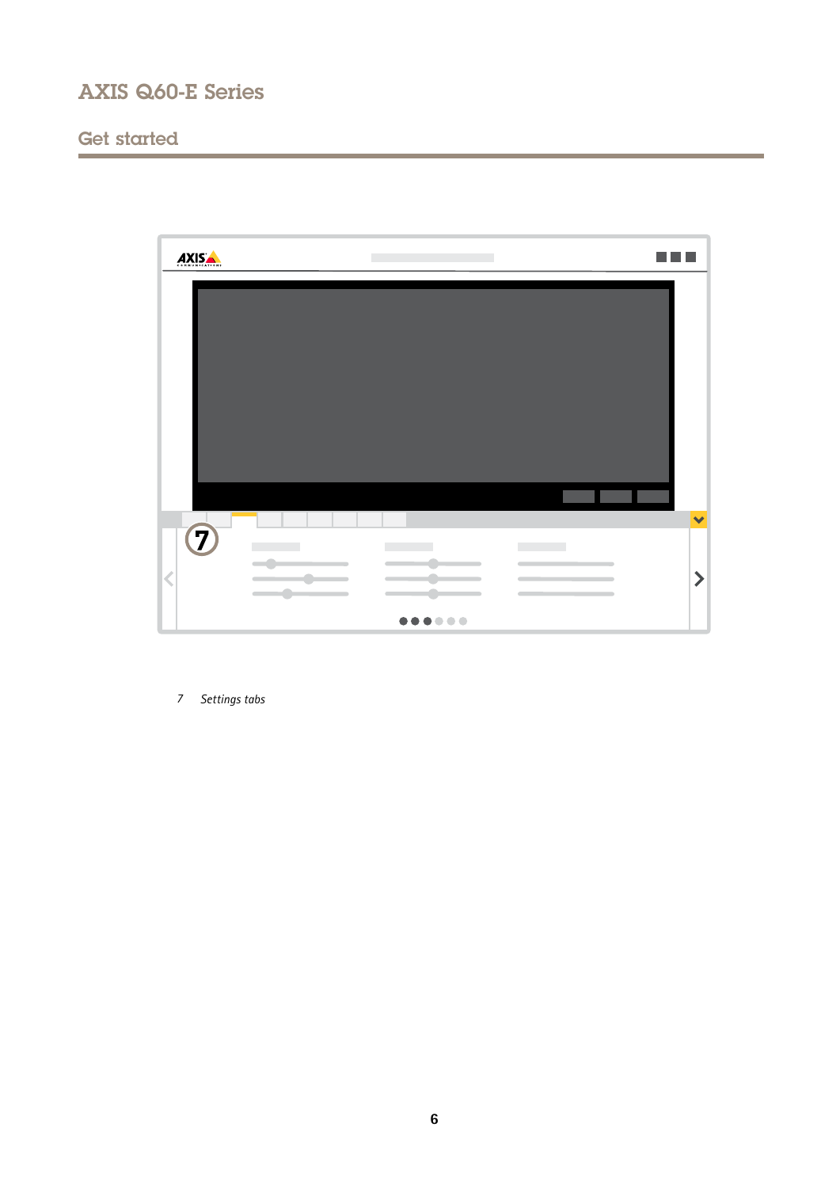7 *Settings tabs*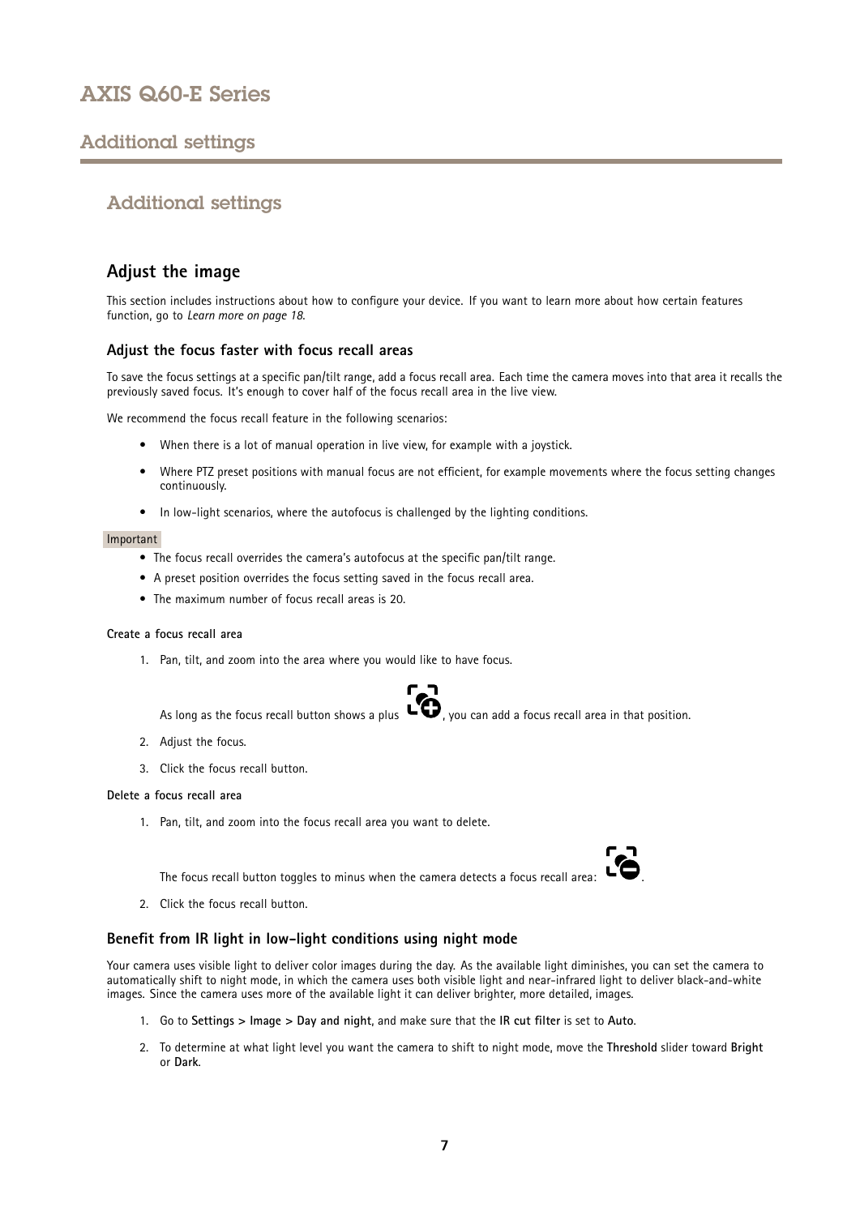# Additional settings

## Adjust the image

This section includes instructions about how to configure your device. If you want to learn more about how certain features function, go to *Learn more on page 18.*

### Adjust the focus faster with focus recall areas

To save the focus settings at a specific pan/tilt range, add a focus recall area. Each time the camera moves into that area it recalls the previously saved focus. It's enough to cover half of the focus recall area in the live view.

We recommend the focus recall feature in the following scenarios:

- When there is a lot of manual operation in live view, for example with a joystick.
- Where PTZ preset positions with manual focus are not efficient, for example movements where the focus setting changes continuously.
- In low-light scenarios, where the autofocus is challenged by the lighting conditions.

Important

- The focus recall overrides the camera's autofocus at the specific pan/tilt range.
- A preset position overrides the focus setting saved in the focus recall area.
- The maximum number of focus recall areas is 20.

**Create a focus recall area**

1. Pan, tilt, and zoom into the area where you would like to have focus.

   As long as the focus recall button shows a plus, you can add a focus recall area in that position.

2. Adjust the focus.
3. Click the focus recall button.

**Delete a focus recall area**

1. Pan, tilt, and zoom into the focus recall area you want to delete.

   The focus recall button toggles to minus when the camera detects a focus recall area: .

2. Click the focus recall button.

### Benefit from IR light in low-light conditions using night mode

Your camera uses visible light to deliver color images during the day. As the available light diminishes, you can set the camera to automatically shift to night mode, in which the camera uses both visible light and near-infrared light to deliver black-and-white images. Since the camera uses more of the available light it can deliver brighter, more detailed, images.

1. Go to **Settings > Image > Day and night**, and make sure that the **IR cut filter** is set to **Auto**.
2. To determine at what light level you want the camera to shift to night mode, move the **Threshold** slider toward **Bright** or **Dark**.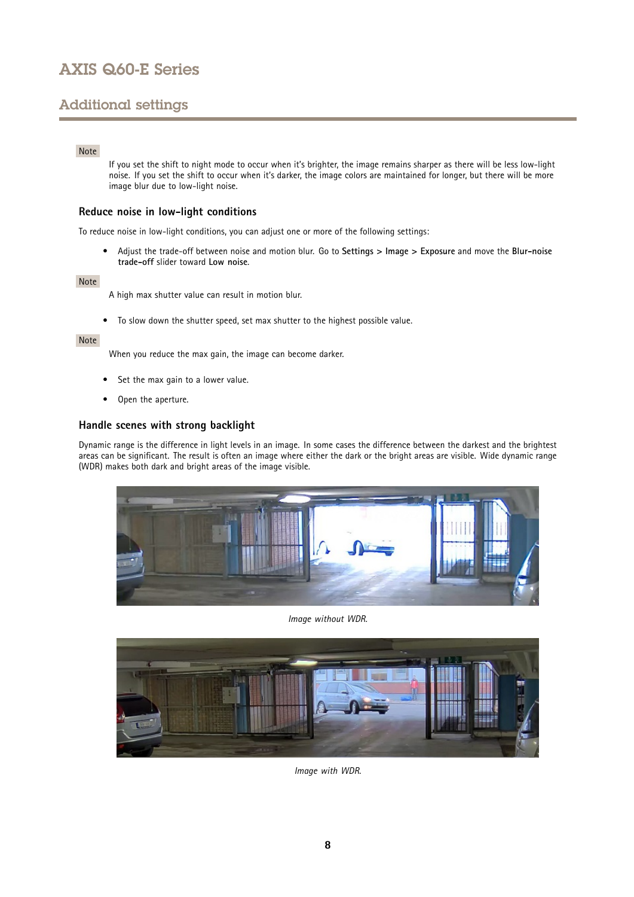## Additional settings

Note

If you set the shift to night mode to occur when it's brighter, the image remains sharper as there will be less low-light noise. If you set the shift to occur when it's darker, the image colors are maintained for longer, but there will be more image blur due to low-light noise.

### Reduce noise in low-light conditions

To reduce noise in low-light conditions, you can adjust one or more of the following settings:

- Adjust the trade-off between noise and motion blur. Go to **Settings > Image > Exposure** and move the **Blur-noise trade-off** slider toward **Low noise**.

Note

A high max shutter value can result in motion blur.

- To slow down the shutter speed, set max shutter to the highest possible value.

Note

When you reduce the max gain, the image can become darker.

- Set the max gain to a lower value.
- Open the aperture.

### Handle scenes with strong backlight

Dynamic range is the difference in light levels in an image. In some cases the difference between the darkest and the brightest areas can be significant. The result is often an image where either the dark or the bright areas are visible. Wide dynamic range (WDR) makes both dark and bright areas of the image visible.

*Image without WDR.*

*Image with WDR.*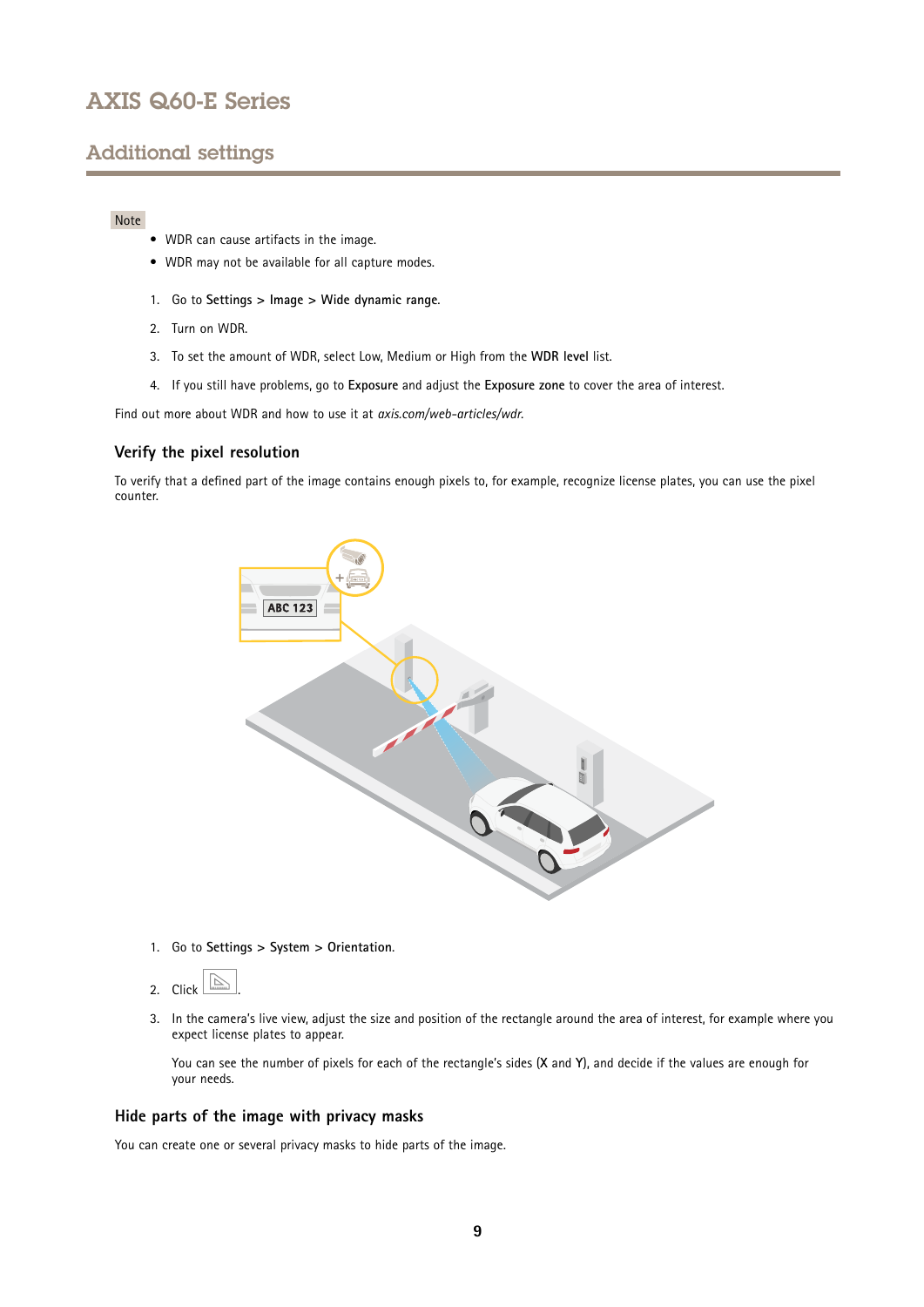## Additional settings

Note

- WDR can cause artifacts in the image.
- WDR may not be available for all capture modes.

1. Go to **Settings > Image > Wide dynamic range**.
2. Turn on WDR.
3. To set the amount of WDR, select Low, Medium or High from the **WDR level** list.
4. If you still have problems, go to **Exposure** and adjust the **Exposure zone** to cover the area of interest.

Find out more about WDR and how to use it at *axis.com/web-articles/wdr*.

### Verify the pixel resolution

To verify that a defined part of the image contains enough pixels to, for example, recognize license plates, you can use the pixel counter.

1. Go to **Settings > System > Orientation**.
2. Click .
3. In the camera's live view, adjust the size and position of the rectangle around the area of interest, for example where you expect license plates to appear.

   You can see the number of pixels for each of the rectangle's sides (**X** and **Y**), and decide if the values are enough for your needs.

### Hide parts of the image with privacy masks

You can create one or several privacy masks to hide parts of the image.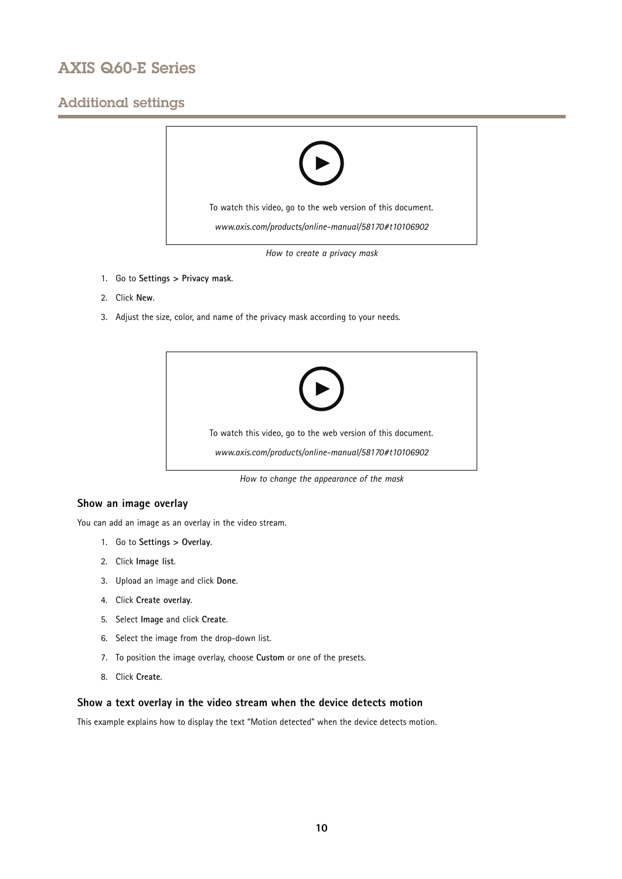To watch this video, go to the web version of this document.

*www.axis.com/products/online-manual/58170#t10106902*

*How to create a privacy mask*

1. Go to **Settings > Privacy mask**.
2. Click **New**.
3. Adjust the size, color, and name of the privacy mask according to your needs.

To watch this video, go to the web version of this document.

*www.axis.com/products/online-manual/58170#t10106902*

*How to change the appearance of the mask*

### Show an image overlay

You can add an image as an overlay in the video stream.

1. Go to **Settings > Overlay**.
2. Click **Image list**.
3. Upload an image and click **Done**.
4. Click **Create overlay**.
5. Select **Image** and click **Create**.
6. Select the image from the drop-down list.
7. To position the image overlay, choose **Custom** or one of the presets.
8. Click **Create**.

### Show a text overlay in the video stream when the device detects motion

This example explains how to display the text "Motion detected" when the device detects motion.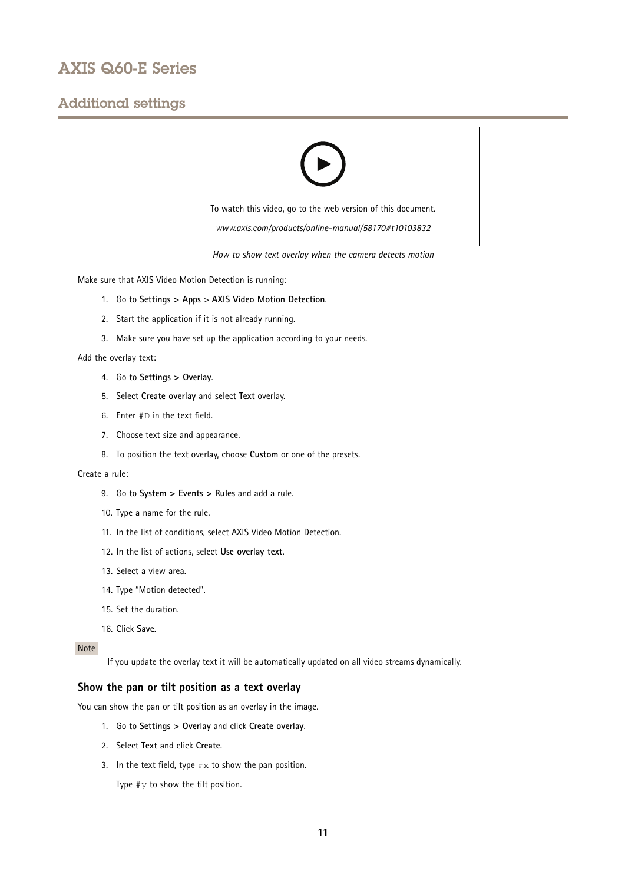To watch this video, go to the web version of this document.

*www.axis.com/products/online-manual/58170#t10103832*

*How to show text overlay when the camera detects motion*

Make sure that AXIS Video Motion Detection is running:

1. Go to **Settings > Apps** > **AXIS Video Motion Detection**.
2. Start the application if it is not already running.
3. Make sure you have set up the application according to your needs.

Add the overlay text:

4. Go to **Settings > Overlay**.
5. Select **Create overlay** and select **Text** overlay.
6. Enter `#D` in the text field.
7. Choose text size and appearance.
8. To position the text overlay, choose **Custom** or one of the presets.

Create a rule:

9. Go to **System > Events > Rules** and add a rule.
10. Type a name for the rule.
11. In the list of conditions, select AXIS Video Motion Detection.
12. In the list of actions, select **Use overlay text**.
13. Select a view area.
14. Type "Motion detected".
15. Set the duration.
16. Click **Save**.

Note

If you update the overlay text it will be automatically updated on all video streams dynamically.

### Show the pan or tilt position as a text overlay

You can show the pan or tilt position as an overlay in the image.

1. Go to **Settings > Overlay** and click **Create overlay**.
2. Select **Text** and click **Create**.
3. In the text field, type `#x` to show the pan position.

   Type `#y` to show the tilt position.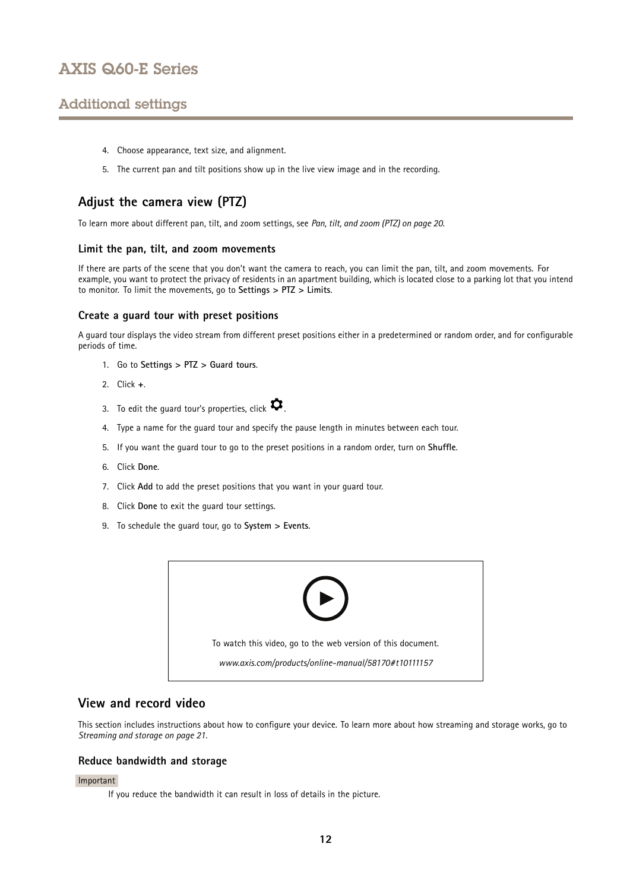4. Choose appearance, text size, and alignment.
5. The current pan and tilt positions show up in the live view image and in the recording.

## Adjust the camera view (PTZ)

To learn more about different pan, tilt, and zoom settings, see *Pan, tilt, and zoom (PTZ) on page 20*.

### Limit the pan, tilt, and zoom movements

If there are parts of the scene that you don't want the camera to reach, you can limit the pan, tilt, and zoom movements. For example, you want to protect the privacy of residents in an apartment building, which is located close to a parking lot that you intend to monitor. To limit the movements, go to **Settings > PTZ > Limits**.

### Create a guard tour with preset positions

A guard tour displays the video stream from different preset positions either in a predetermined or random order, and for configurable periods of time.

1. Go to **Settings > PTZ > Guard tours**.
2. Click **+**.
3. To edit the guard tour's properties, click ⚙.
4. Type a name for the guard tour and specify the pause length in minutes between each tour.
5. If you want the guard tour to go to the preset positions in a random order, turn on **Shuffle**.
6. Click **Done**.
7. Click **Add** to add the preset positions that you want in your guard tour.
8. Click **Done** to exit the guard tour settings.
9. To schedule the guard tour, go to **System > Events**.

To watch this video, go to the web version of this document.

*www.axis.com/products/online-manual/58170#t10111157*

## View and record video

This section includes instructions about how to configure your device. To learn more about how streaming and storage works, go to *Streaming and storage on page 21*.

### Reduce bandwidth and storage

Important

If you reduce the bandwidth it can result in loss of details in the picture.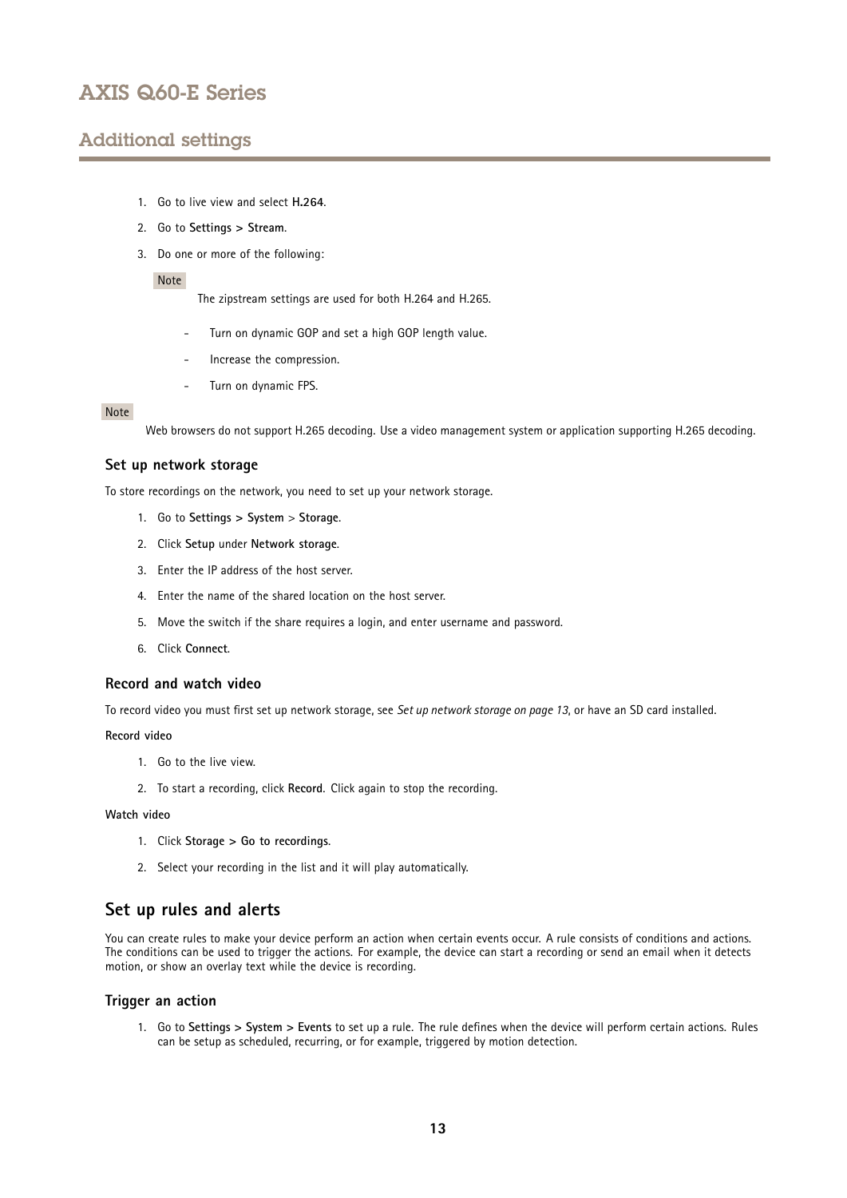1. Go to live view and select **H.264**.
2. Go to **Settings > Stream**.
3. Do one or more of the following:

   Note

   The zipstream settings are used for both H.264 and H.265.

   - Turn on dynamic GOP and set a high GOP length value.
   - Increase the compression.
   - Turn on dynamic FPS.

Note

Web browsers do not support H.265 decoding. Use a video management system or application supporting H.265 decoding.

### Set up network storage

To store recordings on the network, you need to set up your network storage.

1. Go to **Settings > System** > **Storage**.
2. Click **Setup** under **Network storage**.
3. Enter the IP address of the host server.
4. Enter the name of the shared location on the host server.
5. Move the switch if the share requires a login, and enter username and password.
6. Click **Connect**.

### Record and watch video

To record video you must first set up network storage, see *Set up network storage on page 13*, or have an SD card installed.

**Record video**

1. Go to the live view.
2. To start a recording, click **Record**. Click again to stop the recording.

**Watch video**

1. Click **Storage > Go to recordings**.
2. Select your recording in the list and it will play automatically.

## Set up rules and alerts

You can create rules to make your device perform an action when certain events occur. A rule consists of conditions and actions. The conditions can be used to trigger the actions. For example, the device can start a recording or send an email when it detects motion, or show an overlay text while the device is recording.

### Trigger an action

1. Go to **Settings > System > Events** to set up a rule. The rule defines when the device will perform certain actions. Rules can be setup as scheduled, recurring, or for example, triggered by motion detection.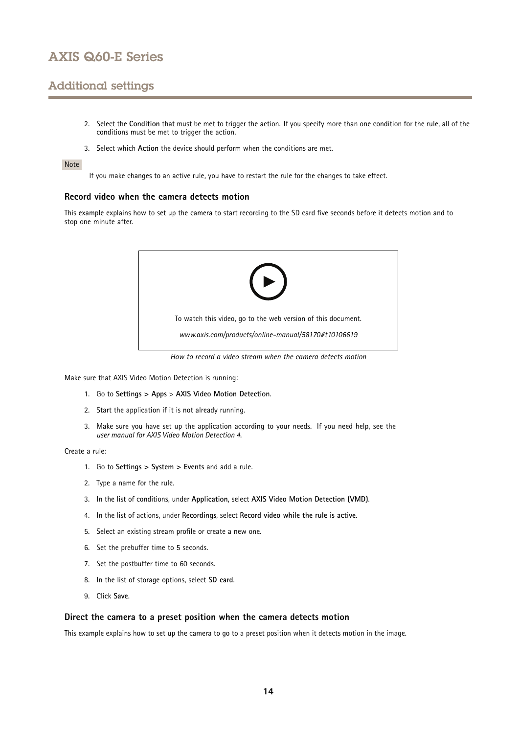2. Select the **Condition** that must be met to trigger the action. If you specify more than one condition for the rule, all of the conditions must be met to trigger the action.

3. Select which **Action** the device should perform when the conditions are met.

Note

If you make changes to an active rule, you have to restart the rule for the changes to take effect.

### Record video when the camera detects motion

This example explains how to set up the camera to start recording to the SD card five seconds before it detects motion and to stop one minute after.

To watch this video, go to the web version of this document.

*www.axis.com/products/online-manual/58170#t10106619*

*How to record a video stream when the camera detects motion*

Make sure that AXIS Video Motion Detection is running:

1. Go to **Settings > Apps** > **AXIS Video Motion Detection**.
2. Start the application if it is not already running.
3. Make sure you have set up the application according to your needs. If you need help, see the *user manual for AXIS Video Motion Detection 4*.

Create a rule:

1. Go to **Settings > System > Events** and add a rule.
2. Type a name for the rule.
3. In the list of conditions, under **Application**, select **AXIS Video Motion Detection (VMD)**.
4. In the list of actions, under **Recordings**, select **Record video while the rule is active**.
5. Select an existing stream profile or create a new one.
6. Set the prebuffer time to 5 seconds.
7. Set the postbuffer time to 60 seconds.
8. In the list of storage options, select **SD card**.
9. Click **Save**.

### Direct the camera to a preset position when the camera detects motion

This example explains how to set up the camera to go to a preset position when it detects motion in the image.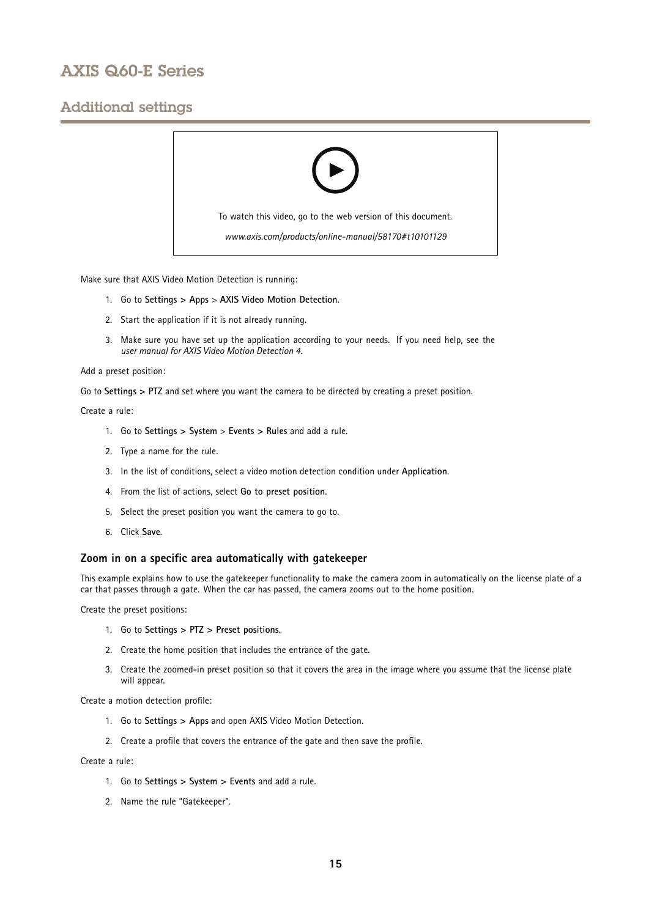To watch this video, go to the web version of this document.

*www.axis.com/products/online-manual/58170#t10101129*

Make sure that AXIS Video Motion Detection is running:

1. Go to **Settings > Apps** > **AXIS Video Motion Detection**.
2. Start the application if it is not already running.
3. Make sure you have set up the application according to your needs. If you need help, see the *user manual for AXIS Video Motion Detection 4*.

Add a preset position:

Go to **Settings > PTZ** and set where you want the camera to be directed by creating a preset position.

Create a rule:

1. Go to **Settings > System** > **Events > Rules** and add a rule.
2. Type a name for the rule.
3. In the list of conditions, select a video motion detection condition under **Application**.
4. From the list of actions, select **Go to preset position**.
5. Select the preset position you want the camera to go to.
6. Click **Save**.

### Zoom in on a specific area automatically with gatekeeper

This example explains how to use the gatekeeper functionality to make the camera zoom in automatically on the license plate of a car that passes through a gate. When the car has passed, the camera zooms out to the home position.

Create the preset positions:

1. Go to **Settings > PTZ > Preset positions**.
2. Create the home position that includes the entrance of the gate.
3. Create the zoomed-in preset position so that it covers the area in the image where you assume that the license plate will appear.

Create a motion detection profile:

1. Go to **Settings > Apps** and open AXIS Video Motion Detection.
2. Create a profile that covers the entrance of the gate and then save the profile.

Create a rule:

1. Go to **Settings > System > Events** and add a rule.
2. Name the rule "Gatekeeper".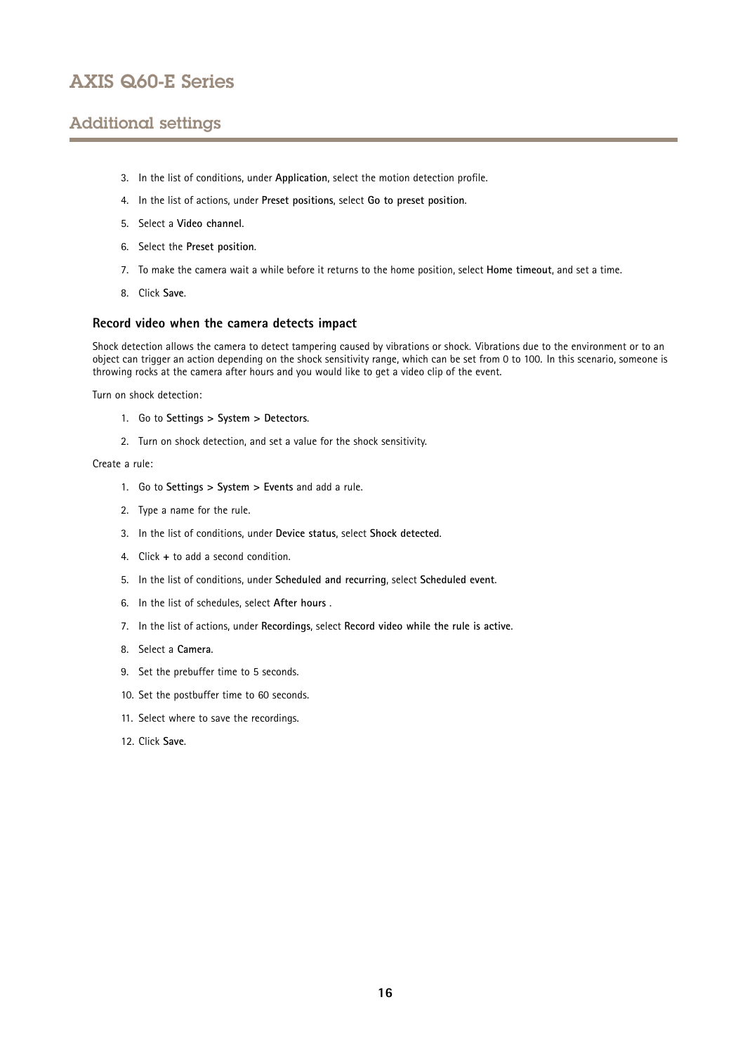3. In the list of conditions, under **Application**, select the motion detection profile.
4. In the list of actions, under **Preset positions**, select **Go to preset position**.
5. Select a **Video channel**.
6. Select the **Preset position**.
7. To make the camera wait a while before it returns to the home position, select **Home timeout**, and set a time.
8. Click **Save**.

### Record video when the camera detects impact

Shock detection allows the camera to detect tampering caused by vibrations or shock. Vibrations due to the environment or to an object can trigger an action depending on the shock sensitivity range, which can be set from 0 to 100. In this scenario, someone is throwing rocks at the camera after hours and you would like to get a video clip of the event.

Turn on shock detection:

1. Go to **Settings > System > Detectors**.
2. Turn on shock detection, and set a value for the shock sensitivity.

Create a rule:

1. Go to **Settings > System > Events** and add a rule.
2. Type a name for the rule.
3. In the list of conditions, under **Device status**, select **Shock detected**.
4. Click **+** to add a second condition.
5. In the list of conditions, under **Scheduled and recurring**, select **Scheduled event**.
6. In the list of schedules, select **After hours** .
7. In the list of actions, under **Recordings**, select **Record video while the rule is active**.
8. Select a **Camera**.
9. Set the prebuffer time to 5 seconds.
10. Set the postbuffer time to 60 seconds.
11. Select where to save the recordings.
12. Click **Save**.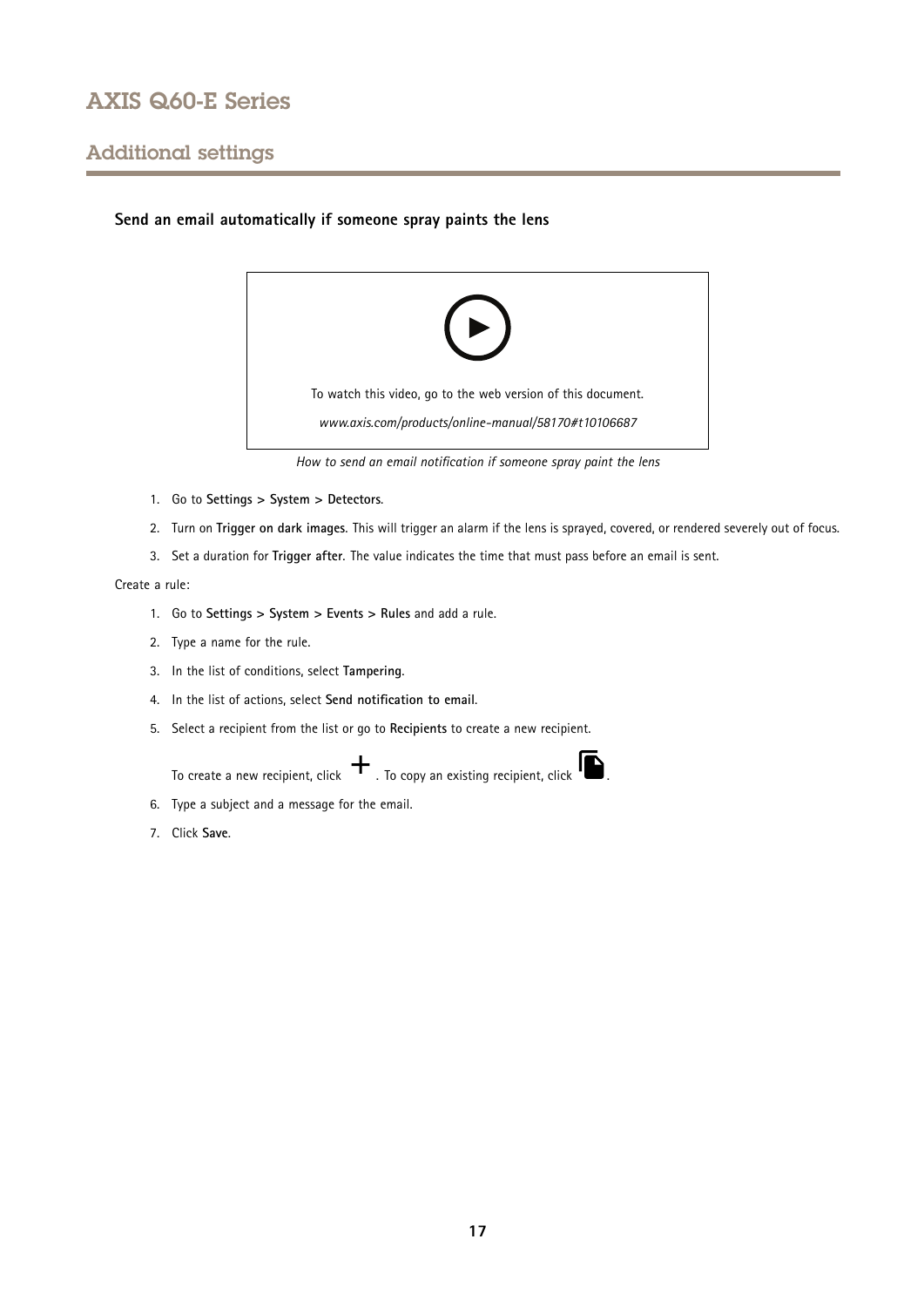## Additional settings

### Send an email automatically if someone spray paints the lens

To watch this video, go to the web version of this document.

*www.axis.com/products/online-manual/58170#t10106687*

*How to send an email notification if someone spray paint the lens*

1. Go to **Settings > System > Detectors**.
2. Turn on **Trigger on dark images**. This will trigger an alarm if the lens is sprayed, covered, or rendered severely out of focus.
3. Set a duration for **Trigger after**. The value indicates the time that must pass before an email is sent.

Create a rule:

1. Go to **Settings > System > Events > Rules** and add a rule.
2. Type a name for the rule.
3. In the list of conditions, select **Tampering**.
4. In the list of actions, select **Send notification to email**.
5. Select a recipient from the list or go to **Recipients** to create a new recipient.

   To create a new recipient, click +. To copy an existing recipient, click the copy icon.
6. Type a subject and a message for the email.
7. Click **Save**.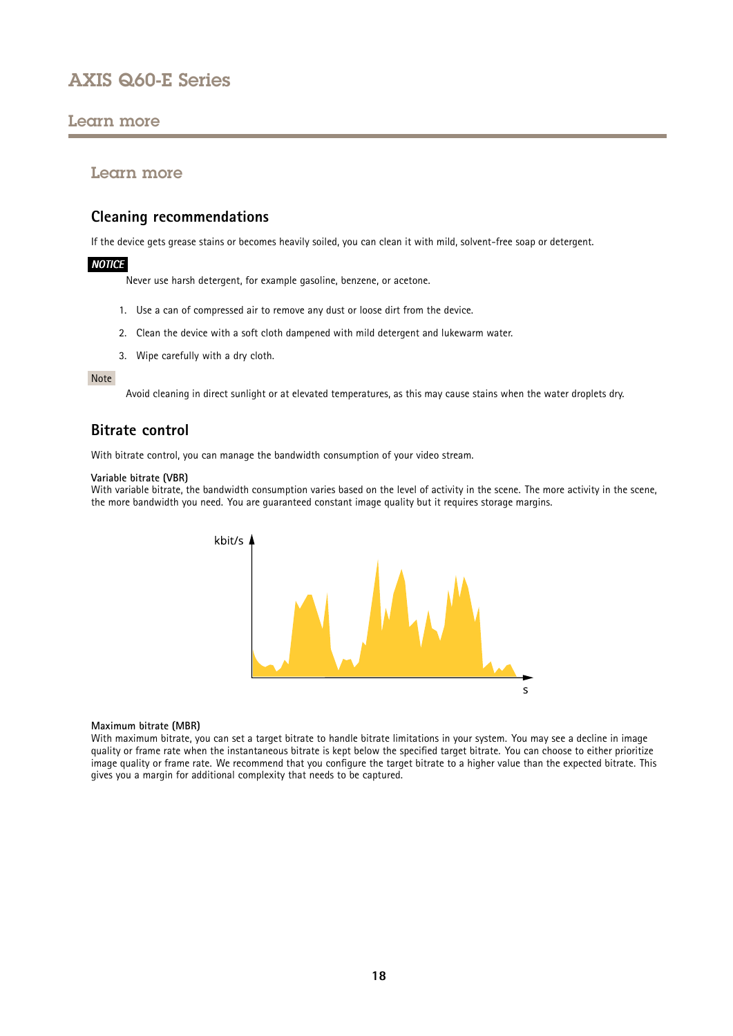## Learn more

### Cleaning recommendations

If the device gets grease stains or becomes heavily soiled, you can clean it with mild, solvent-free soap or detergent.

***NOTICE***

Never use harsh detergent, for example gasoline, benzene, or acetone.

1. Use a can of compressed air to remove any dust or loose dirt from the device.
2. Clean the device with a soft cloth dampened with mild detergent and lukewarm water.
3. Wipe carefully with a dry cloth.

Note

Avoid cleaning in direct sunlight or at elevated temperatures, as this may cause stains when the water droplets dry.

### Bitrate control

With bitrate control, you can manage the bandwidth consumption of your video stream.

**Variable bitrate (VBR)**
With variable bitrate, the bandwidth consumption varies based on the level of activity in the scene. The more activity in the scene, the more bandwidth you need. You are guaranteed constant image quality but it requires storage margins.

kbit/s

s

**Maximum bitrate (MBR)**
With maximum bitrate, you can set a target bitrate to handle bitrate limitations in your system. You may see a decline in image quality or frame rate when the instantaneous bitrate is kept below the specified target bitrate. You can choose to either prioritize image quality or frame rate. We recommend that you configure the target bitrate to a higher value than the expected bitrate. This gives you a margin for additional complexity that needs to be captured.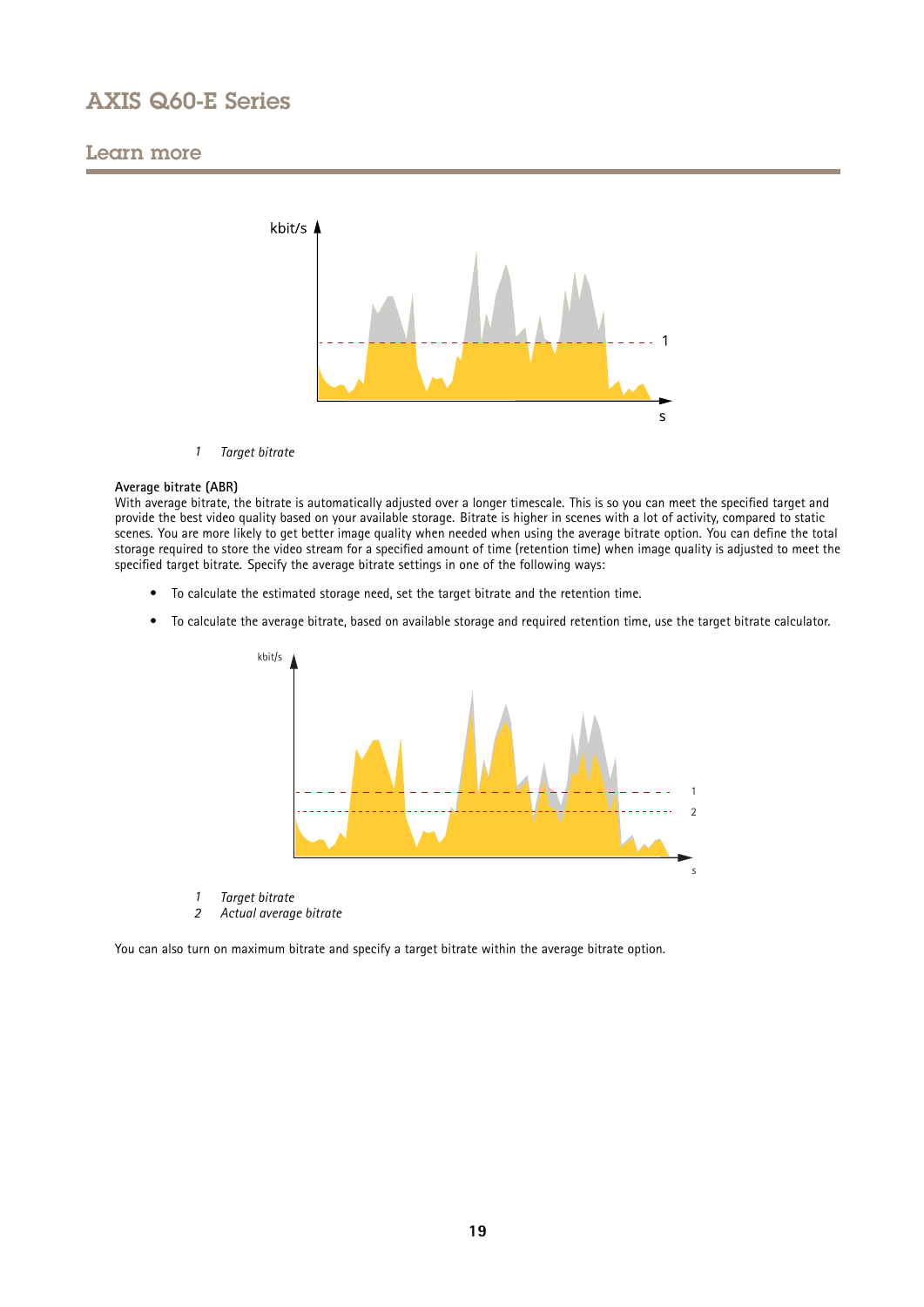1 *Target bitrate*

**Average bitrate (ABR)**

With average bitrate, the bitrate is automatically adjusted over a longer timescale. This is so you can meet the specified target and provide the best video quality based on your available storage. Bitrate is higher in scenes with a lot of activity, compared to static scenes. You are more likely to get better image quality when needed when using the average bitrate option. You can define the total storage required to store the video stream for a specified amount of time (retention time) when image quality is adjusted to meet the specified target bitrate. Specify the average bitrate settings in one of the following ways:

- To calculate the estimated storage need, set the target bitrate and the retention time.
- To calculate the average bitrate, based on available storage and required retention time, use the target bitrate calculator.

1 *Target bitrate*
2 *Actual average bitrate*

You can also turn on maximum bitrate and specify a target bitrate within the average bitrate option.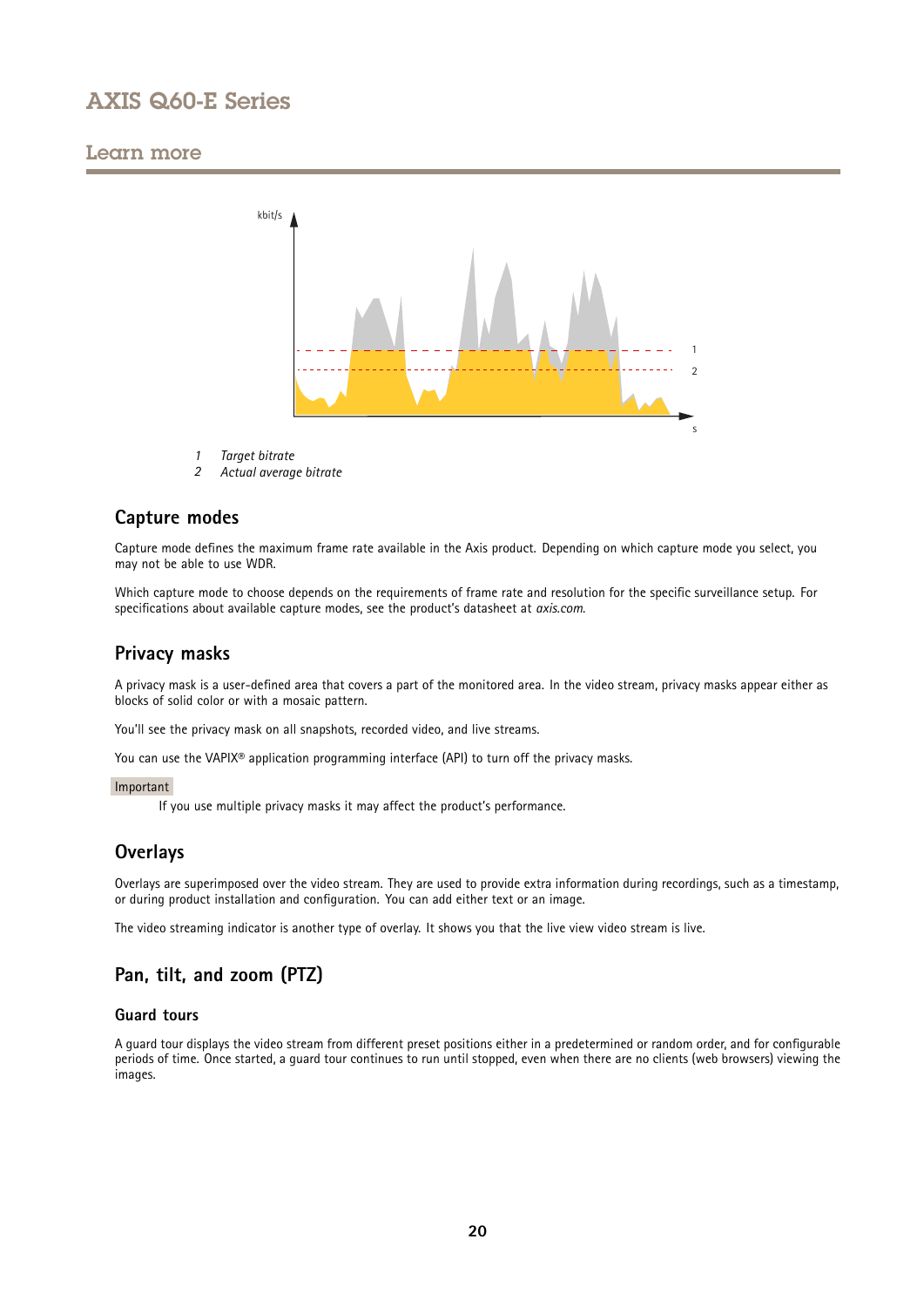1 *Target bitrate*
2 *Actual average bitrate*

### Capture modes

Capture mode defines the maximum frame rate available in the Axis product. Depending on which capture mode you select, you may not be able to use WDR.

Which capture mode to choose depends on the requirements of frame rate and resolution for the specific surveillance setup. For specifications about available capture modes, see the product's datasheet at *axis.com*.

### Privacy masks

A privacy mask is a user-defined area that covers a part of the monitored area. In the video stream, privacy masks appear either as blocks of solid color or with a mosaic pattern.

You'll see the privacy mask on all snapshots, recorded video, and live streams.

You can use the VAPIX® application programming interface (API) to turn off the privacy masks.

Important

If you use multiple privacy masks it may affect the product's performance.

### Overlays

Overlays are superimposed over the video stream. They are used to provide extra information during recordings, such as a timestamp, or during product installation and configuration. You can add either text or an image.

The video streaming indicator is another type of overlay. It shows you that the live view video stream is live.

### Pan, tilt, and zoom (PTZ)

#### Guard tours

A guard tour displays the video stream from different preset positions either in a predetermined or random order, and for configurable periods of time. Once started, a guard tour continues to run until stopped, even when there are no clients (web browsers) viewing the images.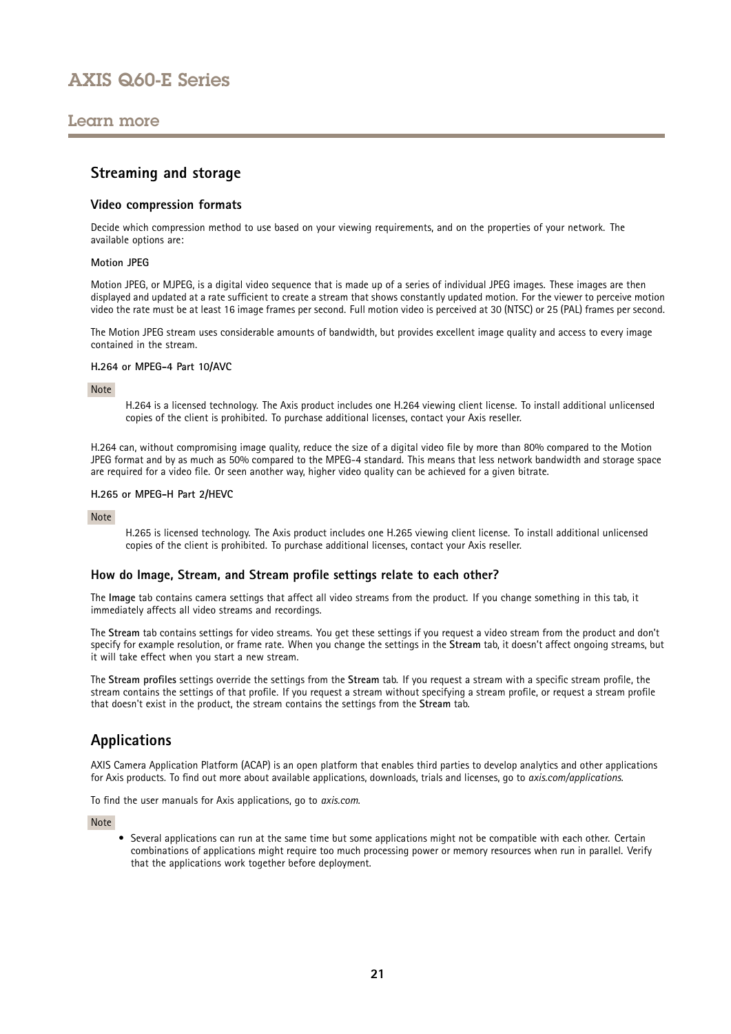## Learn more

### Streaming and storage

#### Video compression formats

Decide which compression method to use based on your viewing requirements, and on the properties of your network. The available options are:

**Motion JPEG**

Motion JPEG, or MJPEG, is a digital video sequence that is made up of a series of individual JPEG images. These images are then displayed and updated at a rate sufficient to create a stream that shows constantly updated motion. For the viewer to perceive motion video the rate must be at least 16 image frames per second. Full motion video is perceived at 30 (NTSC) or 25 (PAL) frames per second.

The Motion JPEG stream uses considerable amounts of bandwidth, but provides excellent image quality and access to every image contained in the stream.

**H.264 or MPEG-4 Part 10/AVC**

Note

H.264 is a licensed technology. The Axis product includes one H.264 viewing client license. To install additional unlicensed copies of the client is prohibited. To purchase additional licenses, contact your Axis reseller.

H.264 can, without compromising image quality, reduce the size of a digital video file by more than 80% compared to the Motion JPEG format and by as much as 50% compared to the MPEG-4 standard. This means that less network bandwidth and storage space are required for a video file. Or seen another way, higher video quality can be achieved for a given bitrate.

**H.265 or MPEG-H Part 2/HEVC**

Note

H.265 is licensed technology. The Axis product includes one H.265 viewing client license. To install additional unlicensed copies of the client is prohibited. To purchase additional licenses, contact your Axis reseller.

#### How do Image, Stream, and Stream profile settings relate to each other?

The **Image** tab contains camera settings that affect all video streams from the product. If you change something in this tab, it immediately affects all video streams and recordings.

The **Stream** tab contains settings for video streams. You get these settings if you request a video stream from the product and don't specify for example resolution, or frame rate. When you change the settings in the **Stream** tab, it doesn't affect ongoing streams, but it will take effect when you start a new stream.

The **Stream profiles** settings override the settings from the **Stream** tab. If you request a stream with a specific stream profile, the stream contains the settings of that profile. If you request a stream without specifying a stream profile, or request a stream profile that doesn't exist in the product, the stream contains the settings from the **Stream** tab.

### Applications

AXIS Camera Application Platform (ACAP) is an open platform that enables third parties to develop analytics and other applications for Axis products. To find out more about available applications, downloads, trials and licenses, go to *axis.com/applications*.

To find the user manuals for Axis applications, go to *axis.com*.

Note

- Several applications can run at the same time but some applications might not be compatible with each other. Certain combinations of applications might require too much processing power or memory resources when run in parallel. Verify that the applications work together before deployment.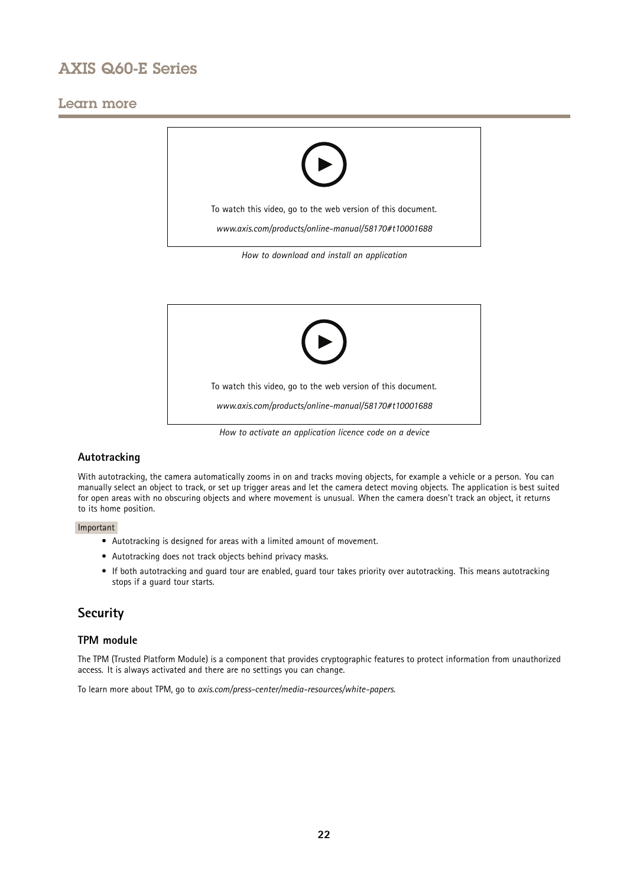## Learn more

To watch this video, go to the web version of this document.

*www.axis.com/products/online-manual/58170#t10001688*

*How to download and install an application*

To watch this video, go to the web version of this document.

*www.axis.com/products/online-manual/58170#t10001688*

*How to activate an application licence code on a device*

### Autotracking

With autotracking, the camera automatically zooms in on and tracks moving objects, for example a vehicle or a person. You can manually select an object to track, or set up trigger areas and let the camera detect moving objects. The application is best suited for open areas with no obscuring objects and where movement is unusual. When the camera doesn't track an object, it returns to its home position.

Important

- Autotracking is designed for areas with a limited amount of movement.
- Autotracking does not track objects behind privacy masks.
- If both autotracking and guard tour are enabled, guard tour takes priority over autotracking. This means autotracking stops if a guard tour starts.

## Security

### TPM module

The TPM (Trusted Platform Module) is a component that provides cryptographic features to protect information from unauthorized access. It is always activated and there are no settings you can change.

To learn more about TPM, go to *axis.com/press-center/media-resources/white-papers*.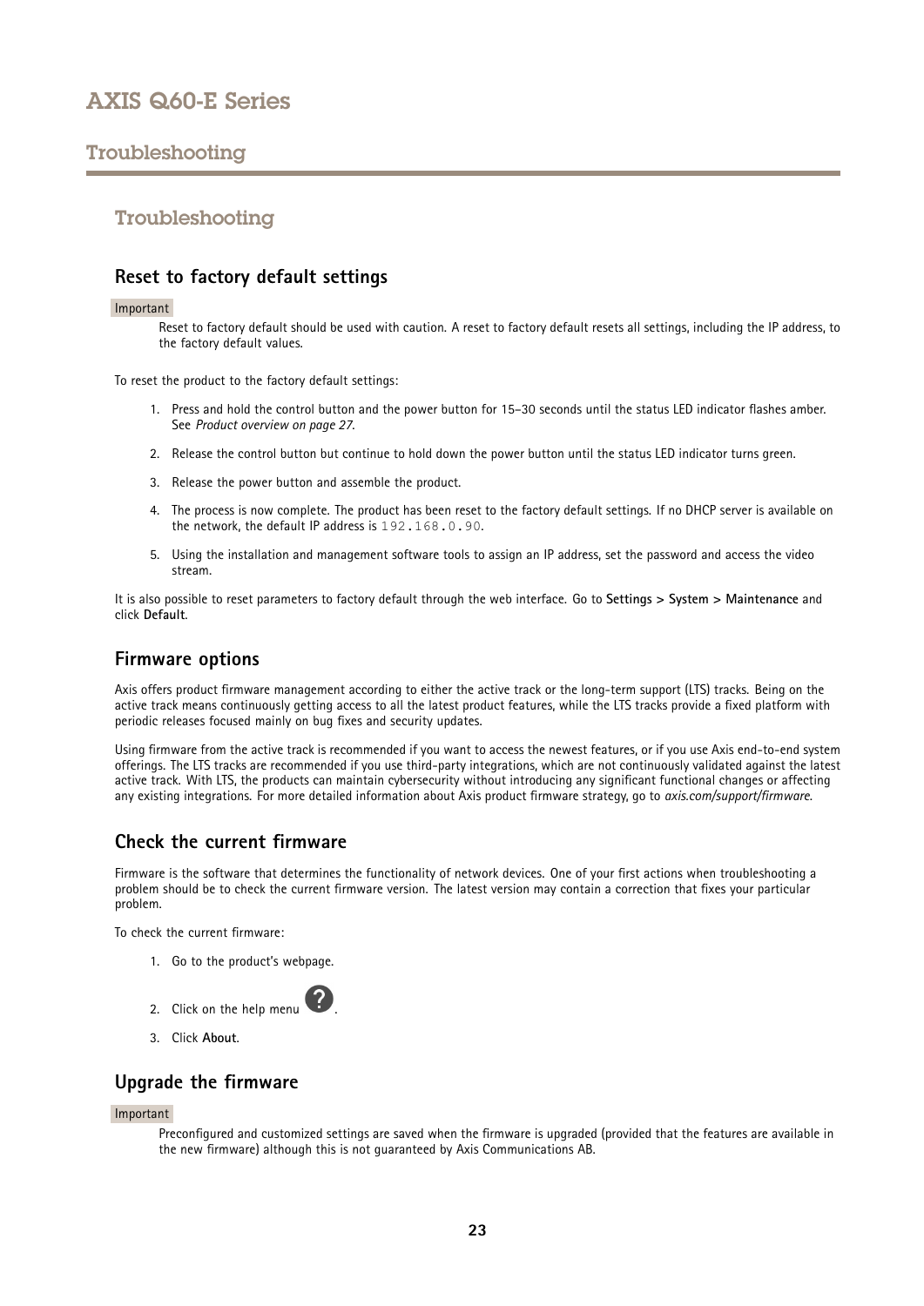# Troubleshooting

## Reset to factory default settings

Important

Reset to factory default should be used with caution. A reset to factory default resets all settings, including the IP address, to the factory default values.

To reset the product to the factory default settings:

1. Press and hold the control button and the power button for 15–30 seconds until the status LED indicator flashes amber. See *Product overview on page 27*.
2. Release the control button but continue to hold down the power button until the status LED indicator turns green.
3. Release the power button and assemble the product.
4. The process is now complete. The product has been reset to the factory default settings. If no DHCP server is available on the network, the default IP address is `192.168.0.90`.
5. Using the installation and management software tools to assign an IP address, set the password and access the video stream.

It is also possible to reset parameters to factory default through the web interface. Go to **Settings > System > Maintenance** and click **Default**.

## Firmware options

Axis offers product firmware management according to either the active track or the long-term support (LTS) tracks. Being on the active track means continuously getting access to all the latest product features, while the LTS tracks provide a fixed platform with periodic releases focused mainly on bug fixes and security updates.

Using firmware from the active track is recommended if you want to access the newest features, or if you use Axis end-to-end system offerings. The LTS tracks are recommended if you use third-party integrations, which are not continuously validated against the latest active track. With LTS, the products can maintain cybersecurity without introducing any significant functional changes or affecting any existing integrations. For more detailed information about Axis product firmware strategy, go to *axis.com/support/firmware*.

## Check the current firmware

Firmware is the software that determines the functionality of network devices. One of your first actions when troubleshooting a problem should be to check the current firmware version. The latest version may contain a correction that fixes your particular problem.

To check the current firmware:

1. Go to the product's webpage.
2. Click on the help menu ?.
3. Click **About**.

## Upgrade the firmware

Important

Preconfigured and customized settings are saved when the firmware is upgraded (provided that the features are available in the new firmware) although this is not guaranteed by Axis Communications AB.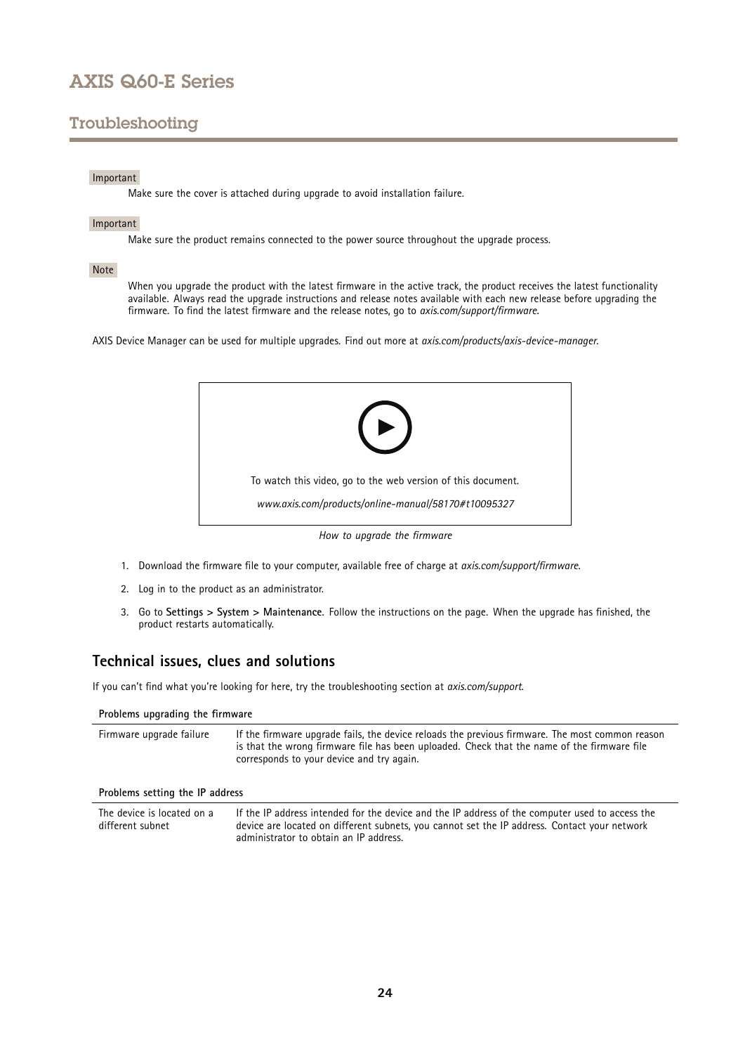## Troubleshooting

Important

Make sure the cover is attached during upgrade to avoid installation failure.

Important

Make sure the product remains connected to the power source throughout the upgrade process.

Note

When you upgrade the product with the latest firmware in the active track, the product receives the latest functionality available. Always read the upgrade instructions and release notes available with each new release before upgrading the firmware. To find the latest firmware and the release notes, go to *axis.com/support/firmware*.

AXIS Device Manager can be used for multiple upgrades. Find out more at *axis.com/products/axis-device-manager*.

To watch this video, go to the web version of this document.

*www.axis.com/products/online-manual/58170#t10095327*

*How to upgrade the firmware*

1. Download the firmware file to your computer, available free of charge at *axis.com/support/firmware*.
2. Log in to the product as an administrator.
3. Go to **Settings > System > Maintenance**. Follow the instructions on the page. When the upgrade has finished, the product restarts automatically.

### Technical issues, clues and solutions

If you can't find what you're looking for here, try the troubleshooting section at *axis.com/support*.

| Problems upgrading the firmware | |
|---|---|
| Firmware upgrade failure | If the firmware upgrade fails, the device reloads the previous firmware. The most common reason is that the wrong firmware file has been uploaded. Check that the name of the firmware file corresponds to your device and try again. |

| Problems setting the IP address | |
|---|---|
| The device is located on a different subnet | If the IP address intended for the device and the IP address of the computer used to access the device are located on different subnets, you cannot set the IP address. Contact your network administrator to obtain an IP address. |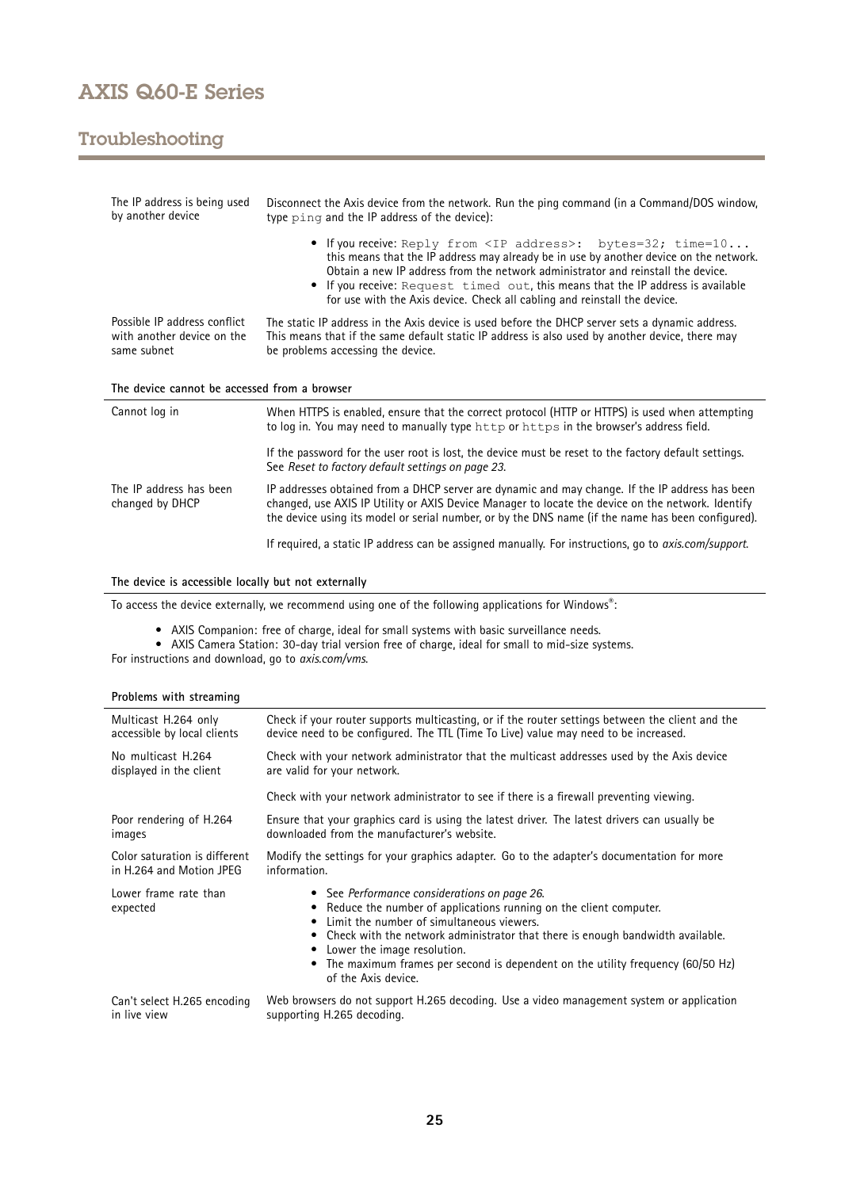## Troubleshooting

| | |
|---|---|
| The IP address is being used by another device | Disconnect the Axis device from the network. Run the ping command (in a Command/DOS window, type `ping` and the IP address of the device):<br><br>• If you receive: `Reply from <IP address>: bytes=32; time=10...` this means that the IP address may already be in use by another device on the network. Obtain a new IP address from the network administrator and reinstall the device.<br>• If you receive: `Request timed out`, this means that the IP address is available for use with the Axis device. Check all cabling and reinstall the device. |
| Possible IP address conflict with another device on the same subnet | The static IP address in the Axis device is used before the DHCP server sets a dynamic address. This means that if the same default static IP address is also used by another device, there may be problems accessing the device. |

**The device cannot be accessed from a browser**

| | |
|---|---|
| Cannot log in | When HTTPS is enabled, ensure that the correct protocol (HTTP or HTTPS) is used when attempting to log in. You may need to manually type `http` or `https` in the browser's address field.<br><br>If the password for the user root is lost, the device must be reset to the factory default settings. See *Reset to factory default settings on page 23*. |
| The IP address has been changed by DHCP | IP addresses obtained from a DHCP server are dynamic and may change. If the IP address has been changed, use AXIS IP Utility or AXIS Device Manager to locate the device on the network. Identify the device using its model or serial number, or by the DNS name (if the name has been configured).<br><br>If required, a static IP address can be assigned manually. For instructions, go to *axis.com/support*. |

**The device is accessible locally but not externally**

To access the device externally, we recommend using one of the following applications for Windows®:

- AXIS Companion: free of charge, ideal for small systems with basic surveillance needs.
- AXIS Camera Station: 30-day trial version free of charge, ideal for small to mid-size systems.

For instructions and download, go to *axis.com/vms*.

**Problems with streaming**

| | |
|---|---|
| Multicast H.264 only accessible by local clients | Check if your router supports multicasting, or if the router settings between the client and the device need to be configured. The TTL (Time To Live) value may need to be increased. |
| No multicast H.264 displayed in the client | Check with your network administrator that the multicast addresses used by the Axis device are valid for your network.<br><br>Check with your network administrator to see if there is a firewall preventing viewing. |
| Poor rendering of H.264 images | Ensure that your graphics card is using the latest driver. The latest drivers can usually be downloaded from the manufacturer's website. |
| Color saturation is different in H.264 and Motion JPEG | Modify the settings for your graphics adapter. Go to the adapter's documentation for more information. |
| Lower frame rate than expected | • See *Performance considerations on page 26*.<br>• Reduce the number of applications running on the client computer.<br>• Limit the number of simultaneous viewers.<br>• Check with the network administrator that there is enough bandwidth available.<br>• Lower the image resolution.<br>• The maximum frames per second is dependent on the utility frequency (60/50 Hz) of the Axis device. |
| Can't select H.265 encoding in live view | Web browsers do not support H.265 decoding. Use a video management system or application supporting H.265 decoding. |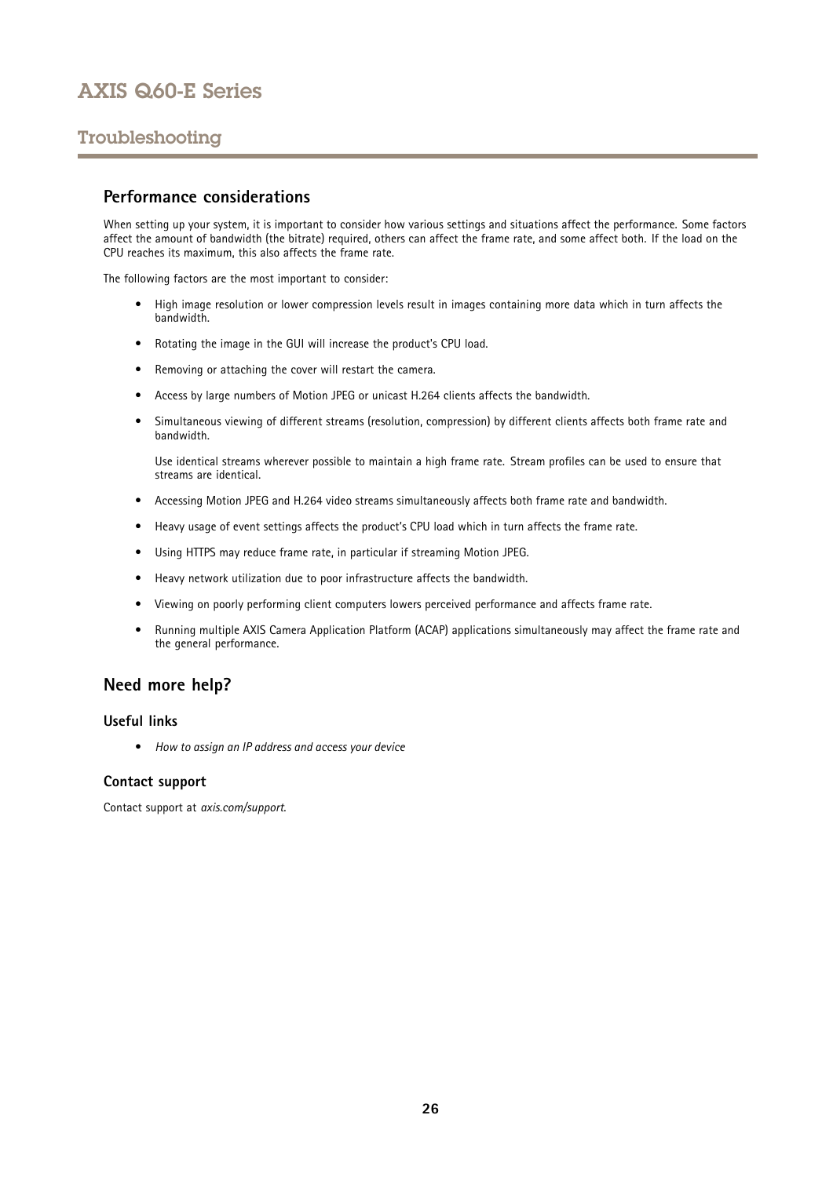## Performance considerations

When setting up your system, it is important to consider how various settings and situations affect the performance. Some factors affect the amount of bandwidth (the bitrate) required, others can affect the frame rate, and some affect both. If the load on the CPU reaches its maximum, this also affects the frame rate.

The following factors are the most important to consider:

- High image resolution or lower compression levels result in images containing more data which in turn affects the bandwidth.
- Rotating the image in the GUI will increase the product's CPU load.
- Removing or attaching the cover will restart the camera.
- Access by large numbers of Motion JPEG or unicast H.264 clients affects the bandwidth.
- Simultaneous viewing of different streams (resolution, compression) by different clients affects both frame rate and bandwidth.

  Use identical streams wherever possible to maintain a high frame rate. Stream profiles can be used to ensure that streams are identical.
- Accessing Motion JPEG and H.264 video streams simultaneously affects both frame rate and bandwidth.
- Heavy usage of event settings affects the product's CPU load which in turn affects the frame rate.
- Using HTTPS may reduce frame rate, in particular if streaming Motion JPEG.
- Heavy network utilization due to poor infrastructure affects the bandwidth.
- Viewing on poorly performing client computers lowers perceived performance and affects frame rate.
- Running multiple AXIS Camera Application Platform (ACAP) applications simultaneously may affect the frame rate and the general performance.

## Need more help?

### Useful links

- *How to assign an IP address and access your device*

### Contact support

Contact support at *axis.com/support*.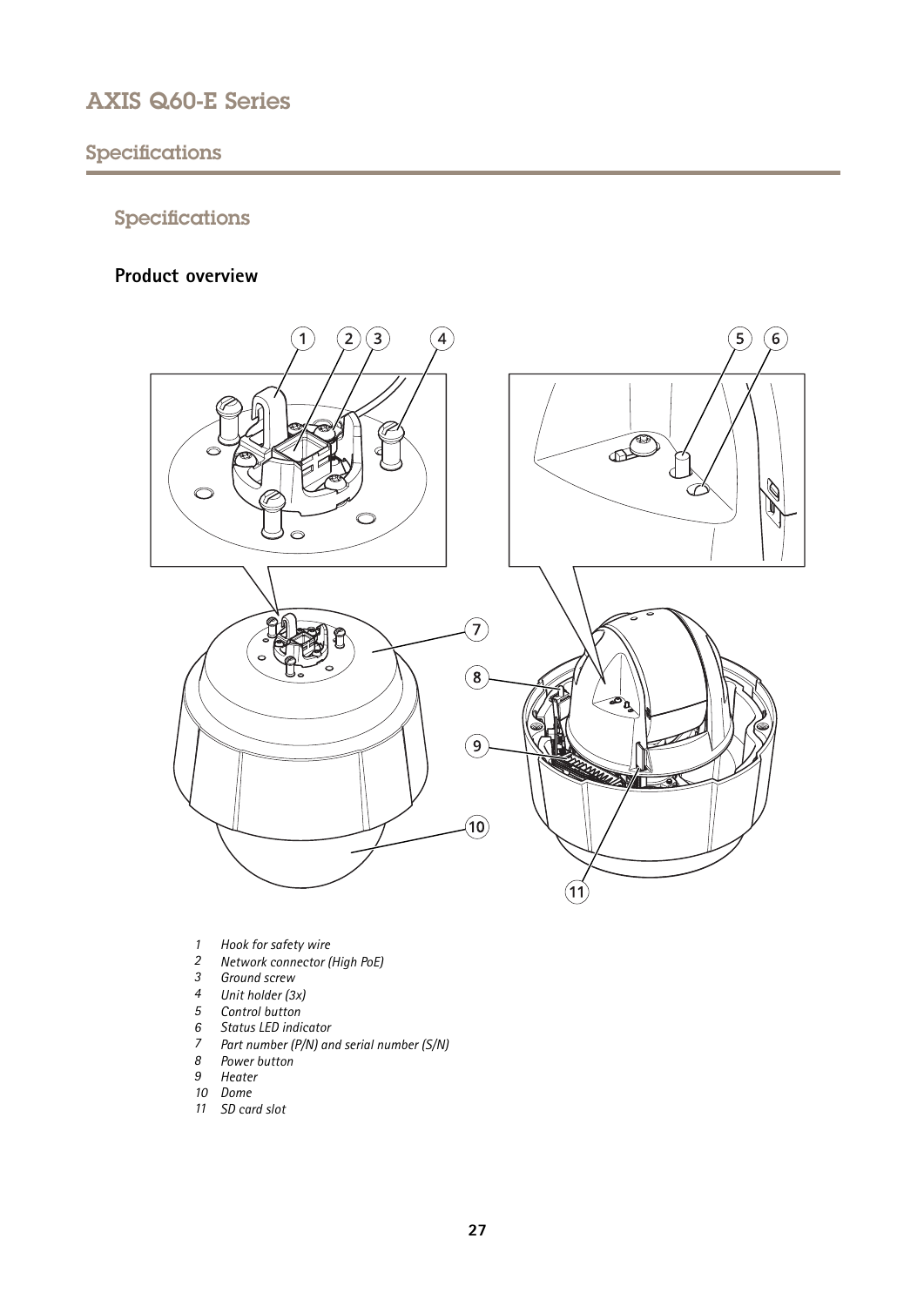## Specifications

### Product overview

1. *Hook for safety wire*
2. *Network connector (High PoE)*
3. *Ground screw*
4. *Unit holder (3x)*
5. *Control button*
6. *Status LED indicator*
7. *Part number (P/N) and serial number (S/N)*
8. *Power button*
9. *Heater*
10. *Dome*
11. *SD card slot*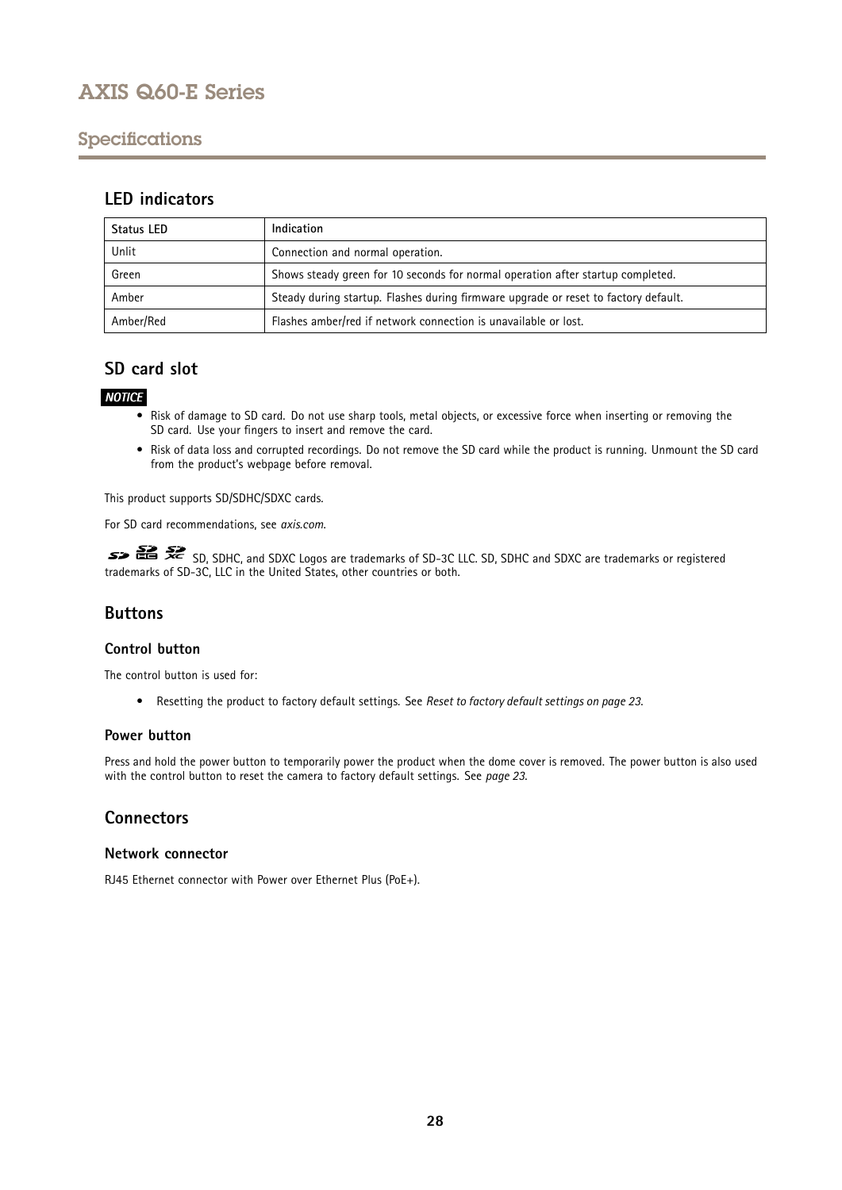## Specifications

### LED indicators

| Status LED | Indication |
| --- | --- |
| Unlit | Connection and normal operation. |
| Green | Shows steady green for 10 seconds for normal operation after startup completed. |
| Amber | Steady during startup. Flashes during firmware upgrade or reset to factory default. |
| Amber/Red | Flashes amber/red if network connection is unavailable or lost. |

### SD card slot

***NOTICE***

- Risk of damage to SD card. Do not use sharp tools, metal objects, or excessive force when inserting or removing the SD card. Use your fingers to insert and remove the card.
- Risk of data loss and corrupted recordings. Do not remove the SD card while the product is running. Unmount the SD card from the product's webpage before removal.

This product supports SD/SDHC/SDXC cards.

For SD card recommendations, see *axis.com*.

SD, SDHC, and SDXC Logos are trademarks of SD-3C LLC. SD, SDHC and SDXC are trademarks or registered trademarks of SD-3C, LLC in the United States, other countries or both.

### Buttons

#### Control button

The control button is used for:

- Resetting the product to factory default settings. See *Reset to factory default settings on page 23*.

#### Power button

Press and hold the power button to temporarily power the product when the dome cover is removed. The power button is also used with the control button to reset the camera to factory default settings. See *page 23*.

### Connectors

#### Network connector

RJ45 Ethernet connector with Power over Ethernet Plus (PoE+).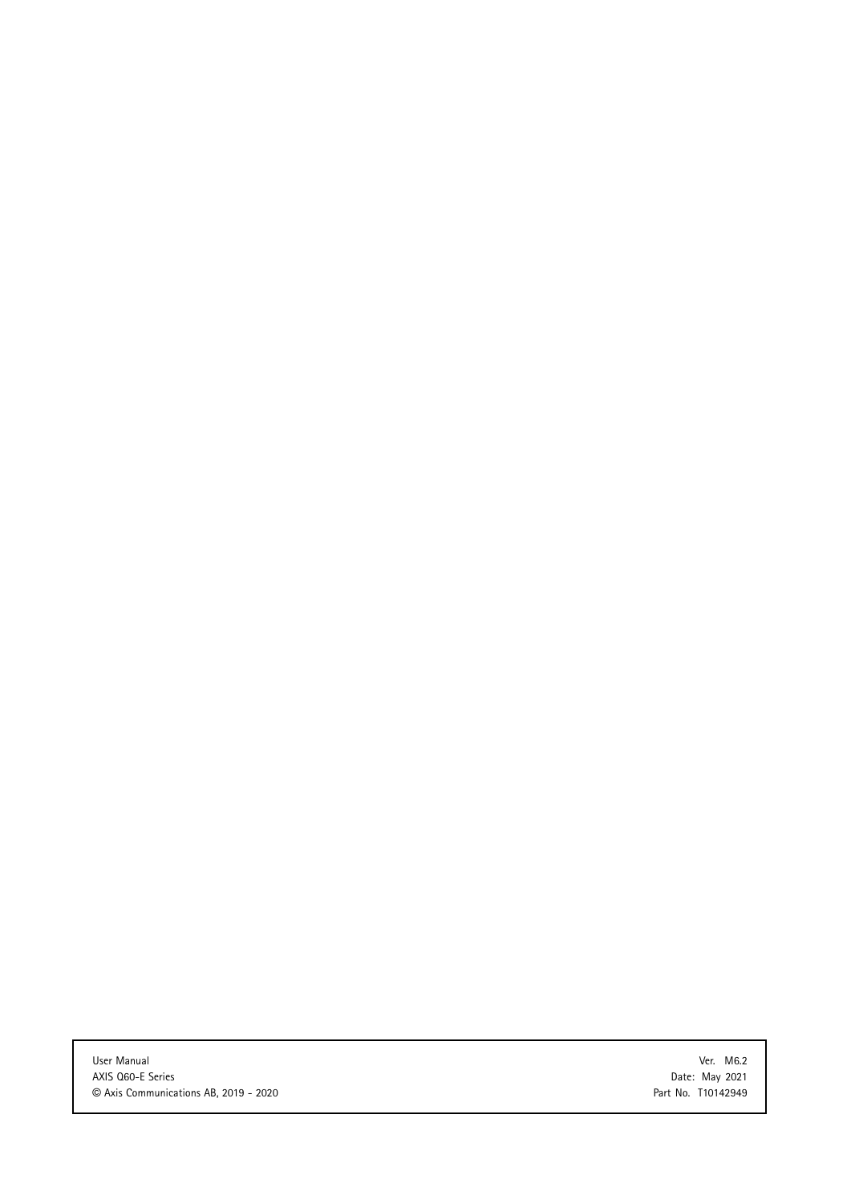| | |
|---|---|
| User Manual | Ver. M6.2 |
| AXIS Q60-E Series | Date: May 2021 |
| © Axis Communications AB, 2019 - 2020 | Part No. T10142949 |